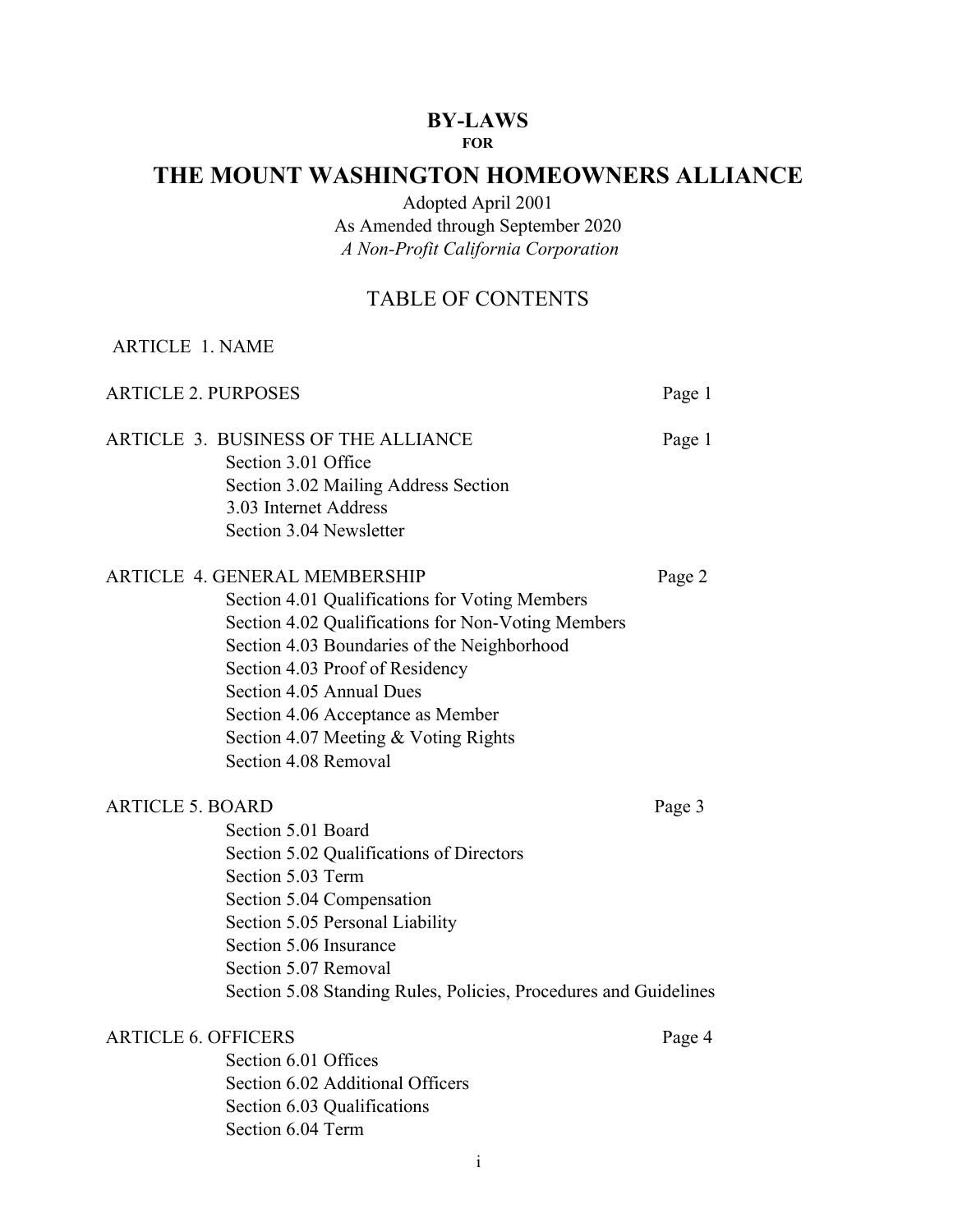# BY-LAWS

**FOR**

# THE MOUNT WASHINGTON HOMEOWNERS ALLIANCE

Adopted April 2001

As Amended through September 2020

*A Non-Profit California Corporation*

## TABLE OF CONTENTS

ARTICLE 1. NAME

ARTICLE 2. PURPOSES — Page 1

ARTICLE 3. BUSINESS OF THE ALLIANCE — Page 1

- Section 3.01 Office
- Section 3.02 Mailing Address Section
- 3.03 Internet Address
- Section 3.04 Newsletter

ARTICLE 4. GENERAL MEMBERSHIP — Page 2

- Section 4.01 Qualifications for Voting Members
- Section 4.02 Qualifications for Non-Voting Members
- Section 4.03 Boundaries of the Neighborhood
- Section 4.03 Proof of Residency
- Section 4.05 Annual Dues
- Section 4.06 Acceptance as Member
- Section 4.07 Meeting & Voting Rights
- Section 4.08 Removal

ARTICLE 5. BOARD — Page 3

- Section 5.01 Board
- Section 5.02 Qualifications of Directors
- Section 5.03 Term
- Section 5.04 Compensation
- Section 5.05 Personal Liability
- Section 5.06 Insurance
- Section 5.07 Removal
- Section 5.08 Standing Rules, Policies, Procedures and Guidelines

ARTICLE 6. OFFICERS — Page 4

- Section 6.01 Offices
- Section 6.02 Additional Officers
- Section 6.03 Qualifications
- Section 6.04 Term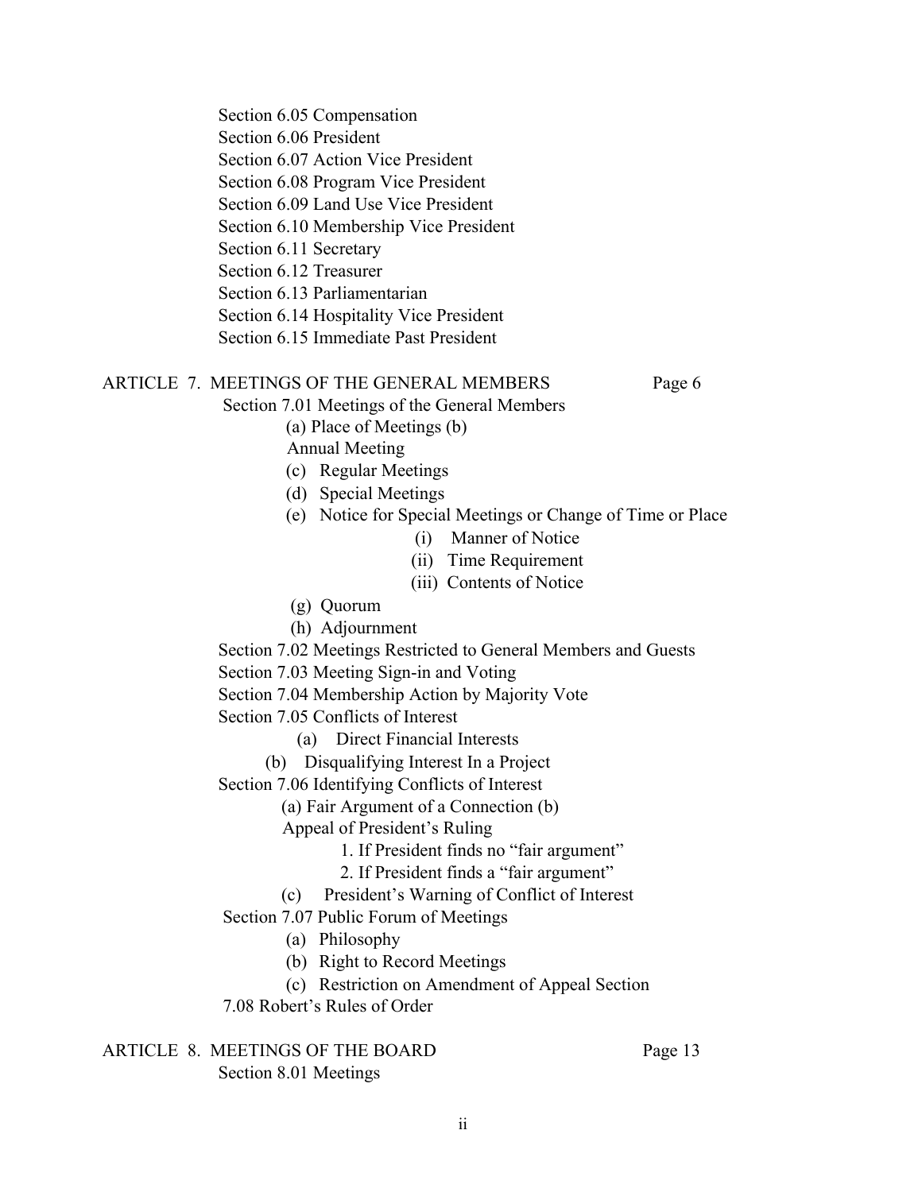Section 6.05 Compensation
Section 6.06 President
Section 6.07 Action Vice President
Section 6.08 Program Vice President
Section 6.09 Land Use Vice President
Section 6.10 Membership Vice President
Section 6.11 Secretary
Section 6.12 Treasurer
Section 6.13 Parliamentarian
Section 6.14 Hospitality Vice President
Section 6.15 Immediate Past President

ARTICLE 7. MEETINGS OF THE GENERAL MEMBERS Page 6

Section 7.01 Meetings of the General Members
- (a) Place of Meetings (b) Annual Meeting
- (c) Regular Meetings
- (d) Special Meetings
- (e) Notice for Special Meetings or Change of Time or Place
  - (i) Manner of Notice
  - (ii) Time Requirement
  - (iii) Contents of Notice
- (g) Quorum
- (h) Adjournment

Section 7.02 Meetings Restricted to General Members and Guests
Section 7.03 Meeting Sign-in and Voting
Section 7.04 Membership Action by Majority Vote
Section 7.05 Conflicts of Interest
- (a) Direct Financial Interests
- (b) Disqualifying Interest In a Project

Section 7.06 Identifying Conflicts of Interest
- (a) Fair Argument of a Connection (b) Appeal of President's Ruling
  1. If President finds no "fair argument"
  2. If President finds a "fair argument"
- (c) President's Warning of Conflict of Interest

Section 7.07 Public Forum of Meetings
- (a) Philosophy
- (b) Right to Record Meetings
- (c) Restriction on Amendment of Appeal Section

7.08 Robert's Rules of Order

ARTICLE 8. MEETINGS OF THE BOARD Page 13

Section 8.01 Meetings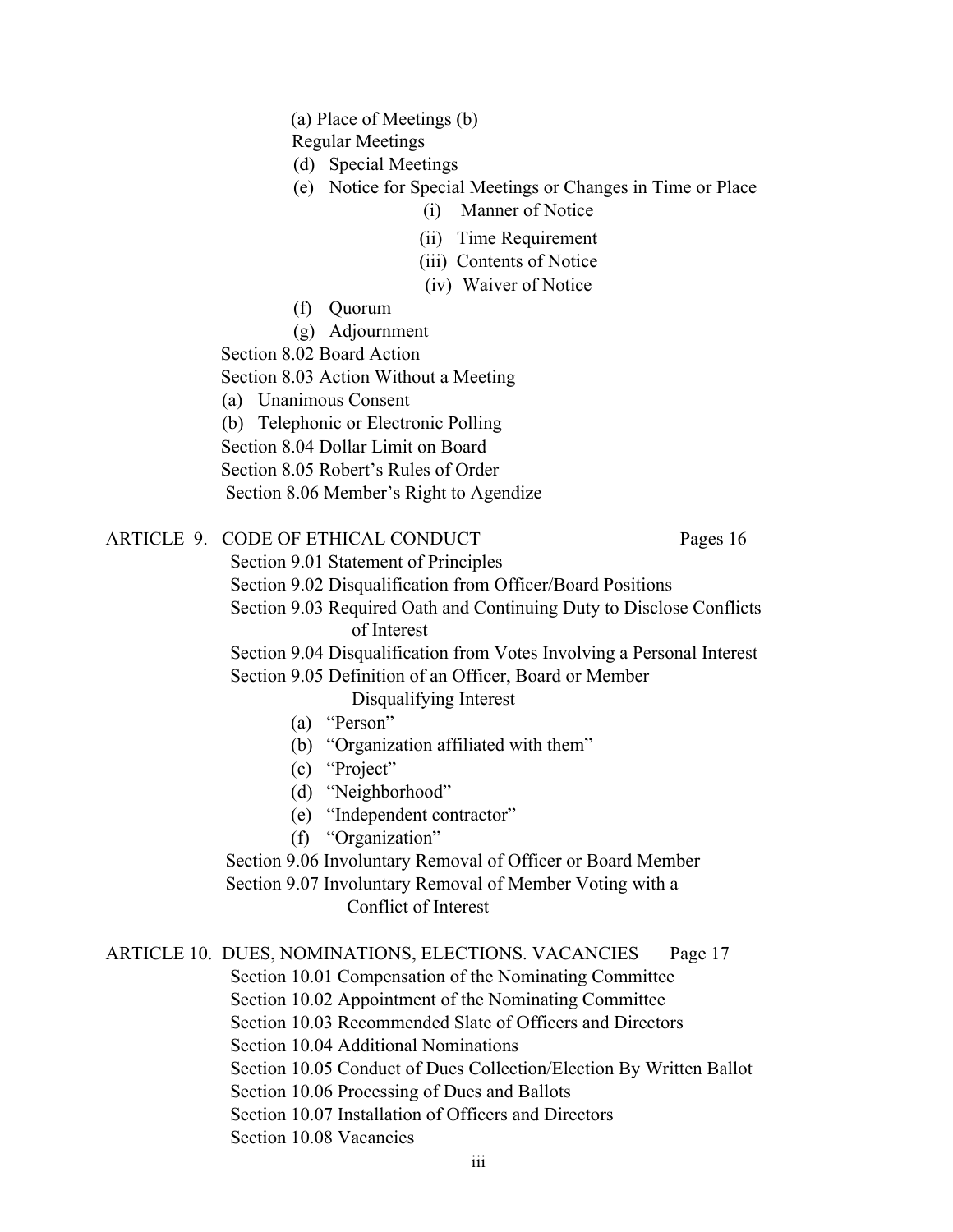(a) Place of Meetings (b)
Regular Meetings
(d) Special Meetings
(e) Notice for Special Meetings or Changes in Time or Place
(i) Manner of Notice
(ii) Time Requirement
(iii) Contents of Notice
(iv) Waiver of Notice
(f) Quorum
(g) Adjournment

Section 8.02 Board Action
Section 8.03 Action Without a Meeting
(a) Unanimous Consent
(b) Telephonic or Electronic Polling
Section 8.04 Dollar Limit on Board
Section 8.05 Robert's Rules of Order
Section 8.06 Member's Right to Agendize

ARTICLE 9. CODE OF ETHICAL CONDUCT Pages 16

Section 9.01 Statement of Principles
Section 9.02 Disqualification from Officer/Board Positions
Section 9.03 Required Oath and Continuing Duty to Disclose Conflicts of Interest
Section 9.04 Disqualification from Votes Involving a Personal Interest
Section 9.05 Definition of an Officer, Board or Member Disqualifying Interest
(a) "Person"
(b) "Organization affiliated with them"
(c) "Project"
(d) "Neighborhood"
(e) "Independent contractor"
(f) "Organization"
Section 9.06 Involuntary Removal of Officer or Board Member
Section 9.07 Involuntary Removal of Member Voting with a Conflict of Interest

ARTICLE 10. DUES, NOMINATIONS, ELECTIONS. VACANCIES Page 17

Section 10.01 Compensation of the Nominating Committee
Section 10.02 Appointment of the Nominating Committee
Section 10.03 Recommended Slate of Officers and Directors
Section 10.04 Additional Nominations
Section 10.05 Conduct of Dues Collection/Election By Written Ballot
Section 10.06 Processing of Dues and Ballots
Section 10.07 Installation of Officers and Directors
Section 10.08 Vacancies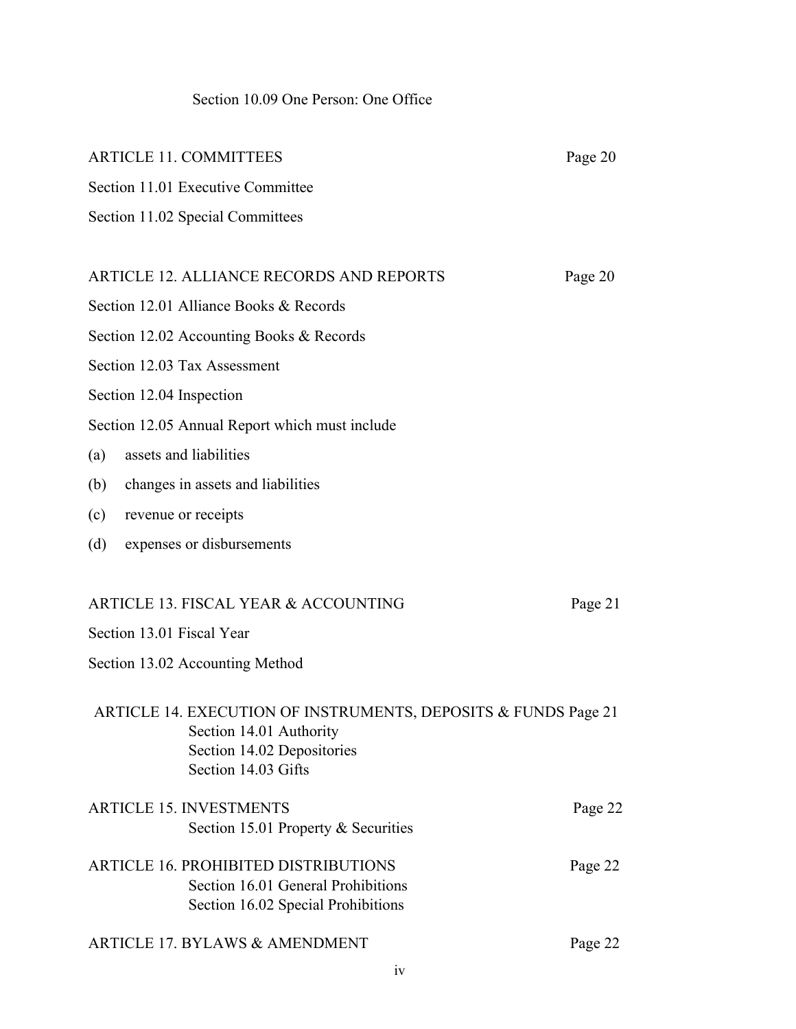Section 10.09 One Person: One Office

ARTICLE 11. COMMITTEES Page 20

Section 11.01 Executive Committee

Section 11.02 Special Committees

ARTICLE 12. ALLIANCE RECORDS AND REPORTS Page 20

Section 12.01 Alliance Books & Records

Section 12.02 Accounting Books & Records

Section 12.03 Tax Assessment

Section 12.04 Inspection

Section 12.05 Annual Report which must include

(a) assets and liabilities

(b) changes in assets and liabilities

(c) revenue or receipts

(d) expenses or disbursements

ARTICLE 13. FISCAL YEAR & ACCOUNTING Page 21

Section 13.01 Fiscal Year

Section 13.02 Accounting Method

ARTICLE 14. EXECUTION OF INSTRUMENTS, DEPOSITS & FUNDS Page 21

Section 14.01 Authority

Section 14.02 Depositories

Section 14.03 Gifts

ARTICLE 15. INVESTMENTS Page 22

Section 15.01 Property & Securities

ARTICLE 16. PROHIBITED DISTRIBUTIONS Page 22

Section 16.01 General Prohibitions

Section 16.02 Special Prohibitions

ARTICLE 17. BYLAWS & AMENDMENT Page 22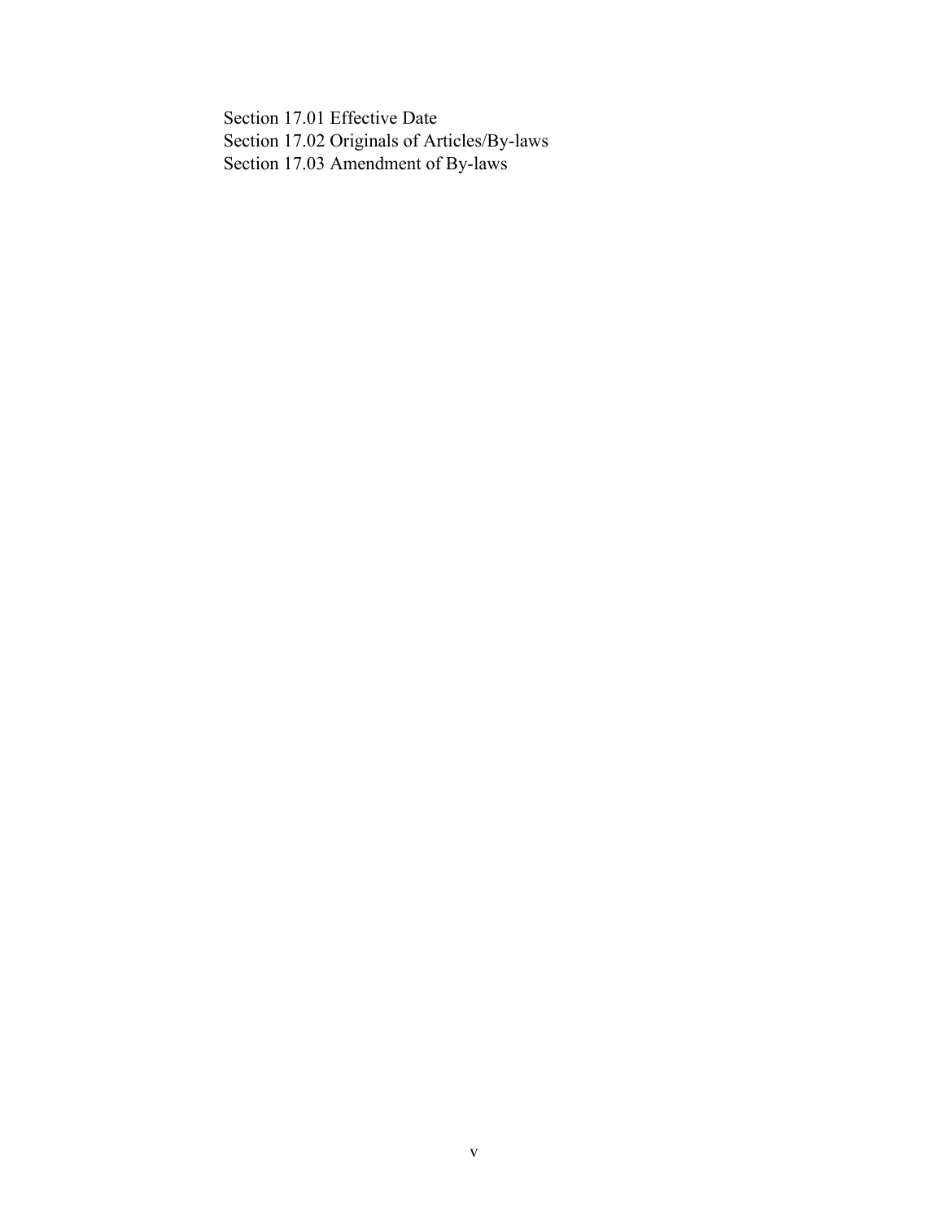Section 17.01 Effective Date
Section 17.02 Originals of Articles/By-laws
Section 17.03 Amendment of By-laws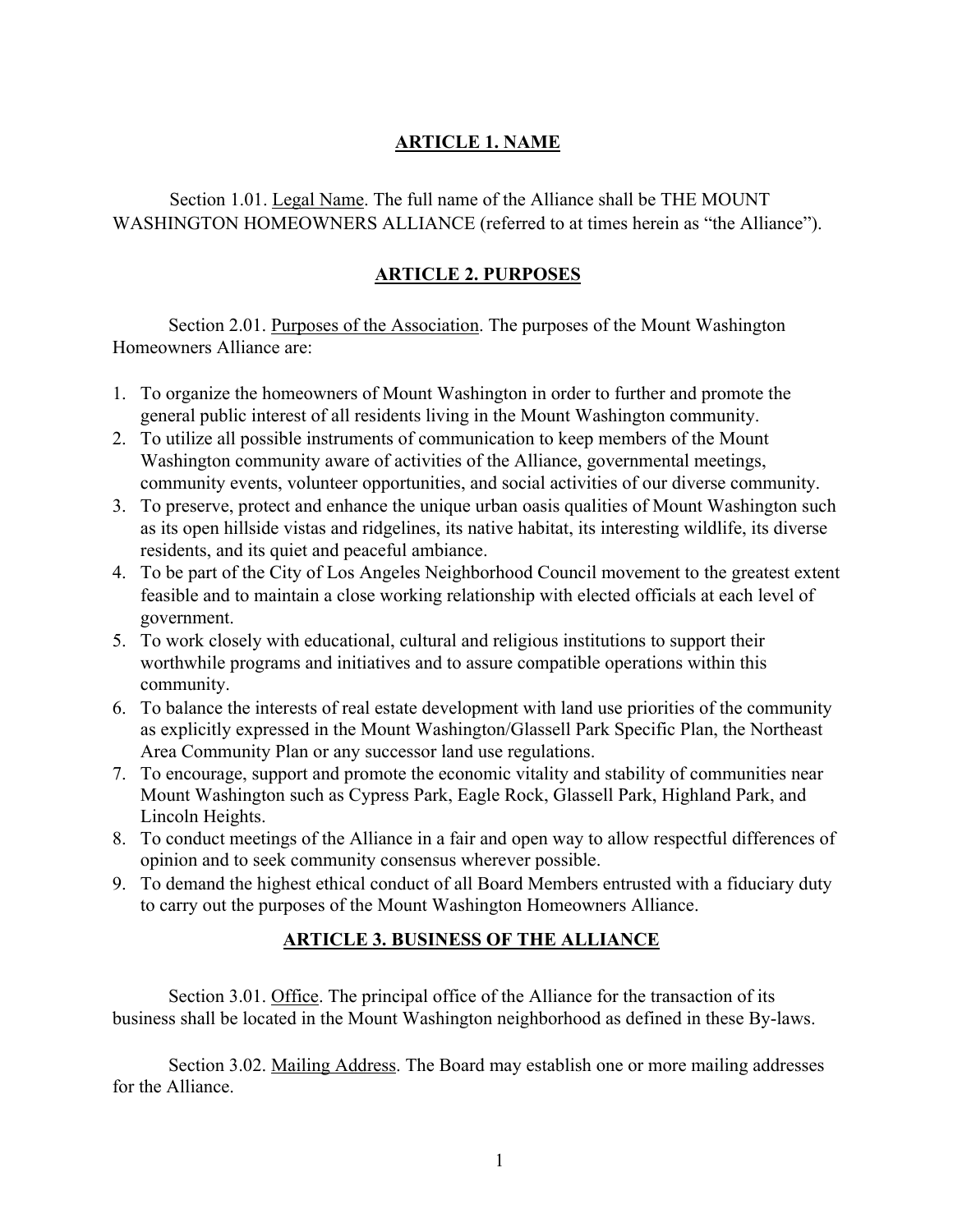## ARTICLE 1. NAME

Section 1.01. Legal Name. The full name of the Alliance shall be THE MOUNT WASHINGTON HOMEOWNERS ALLIANCE (referred to at times herein as "the Alliance").

## ARTICLE 2. PURPOSES

Section 2.01. Purposes of the Association. The purposes of the Mount Washington Homeowners Alliance are:

1. To organize the homeowners of Mount Washington in order to further and promote the general public interest of all residents living in the Mount Washington community.
2. To utilize all possible instruments of communication to keep members of the Mount Washington community aware of activities of the Alliance, governmental meetings, community events, volunteer opportunities, and social activities of our diverse community.
3. To preserve, protect and enhance the unique urban oasis qualities of Mount Washington such as its open hillside vistas and ridgelines, its native habitat, its interesting wildlife, its diverse residents, and its quiet and peaceful ambiance.
4. To be part of the City of Los Angeles Neighborhood Council movement to the greatest extent feasible and to maintain a close working relationship with elected officials at each level of government.
5. To work closely with educational, cultural and religious institutions to support their worthwhile programs and initiatives and to assure compatible operations within this community.
6. To balance the interests of real estate development with land use priorities of the community as explicitly expressed in the Mount Washington/Glassell Park Specific Plan, the Northeast Area Community Plan or any successor land use regulations.
7. To encourage, support and promote the economic vitality and stability of communities near Mount Washington such as Cypress Park, Eagle Rock, Glassell Park, Highland Park, and Lincoln Heights.
8. To conduct meetings of the Alliance in a fair and open way to allow respectful differences of opinion and to seek community consensus wherever possible.
9. To demand the highest ethical conduct of all Board Members entrusted with a fiduciary duty to carry out the purposes of the Mount Washington Homeowners Alliance.

## ARTICLE 3. BUSINESS OF THE ALLIANCE

Section 3.01. Office. The principal office of the Alliance for the transaction of its business shall be located in the Mount Washington neighborhood as defined in these By-laws.

Section 3.02. Mailing Address. The Board may establish one or more mailing addresses for the Alliance.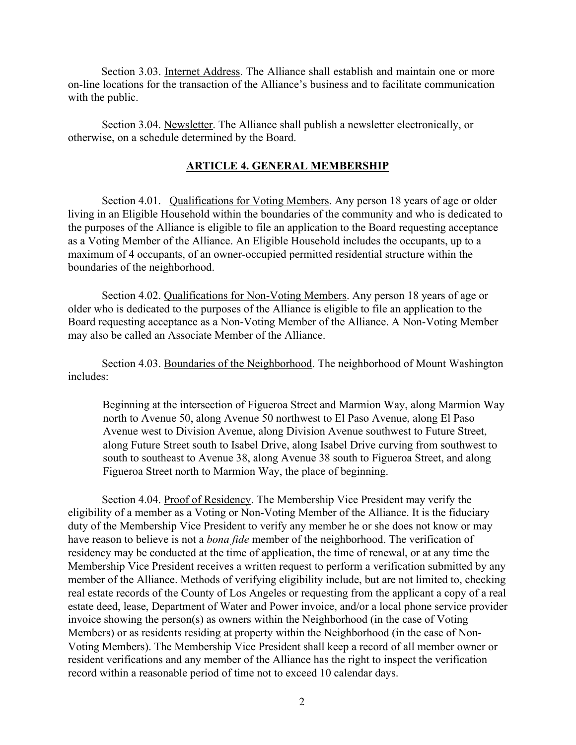Section 3.03. Internet Address. The Alliance shall establish and maintain one or more on-line locations for the transaction of the Alliance's business and to facilitate communication with the public.

Section 3.04. Newsletter. The Alliance shall publish a newsletter electronically, or otherwise, on a schedule determined by the Board.

## ARTICLE 4. GENERAL MEMBERSHIP

Section 4.01. Qualifications for Voting Members. Any person 18 years of age or older living in an Eligible Household within the boundaries of the community and who is dedicated to the purposes of the Alliance is eligible to file an application to the Board requesting acceptance as a Voting Member of the Alliance. An Eligible Household includes the occupants, up to a maximum of 4 occupants, of an owner-occupied permitted residential structure within the boundaries of the neighborhood.

Section 4.02. Qualifications for Non-Voting Members. Any person 18 years of age or older who is dedicated to the purposes of the Alliance is eligible to file an application to the Board requesting acceptance as a Non-Voting Member of the Alliance. A Non-Voting Member may also be called an Associate Member of the Alliance.

Section 4.03. Boundaries of the Neighborhood. The neighborhood of Mount Washington includes:

> Beginning at the intersection of Figueroa Street and Marmion Way, along Marmion Way north to Avenue 50, along Avenue 50 northwest to El Paso Avenue, along El Paso Avenue west to Division Avenue, along Division Avenue southwest to Future Street, along Future Street south to Isabel Drive, along Isabel Drive curving from southwest to south to southeast to Avenue 38, along Avenue 38 south to Figueroa Street, and along Figueroa Street north to Marmion Way, the place of beginning.

Section 4.04. Proof of Residency. The Membership Vice President may verify the eligibility of a member as a Voting or Non-Voting Member of the Alliance. It is the fiduciary duty of the Membership Vice President to verify any member he or she does not know or may have reason to believe is not a *bona fide* member of the neighborhood. The verification of residency may be conducted at the time of application, the time of renewal, or at any time the Membership Vice President receives a written request to perform a verification submitted by any member of the Alliance. Methods of verifying eligibility include, but are not limited to, checking real estate records of the County of Los Angeles or requesting from the applicant a copy of a real estate deed, lease, Department of Water and Power invoice, and/or a local phone service provider invoice showing the person(s) as owners within the Neighborhood (in the case of Voting Members) or as residents residing at property within the Neighborhood (in the case of Non-Voting Members). The Membership Vice President shall keep a record of all member owner or resident verifications and any member of the Alliance has the right to inspect the verification record within a reasonable period of time not to exceed 10 calendar days.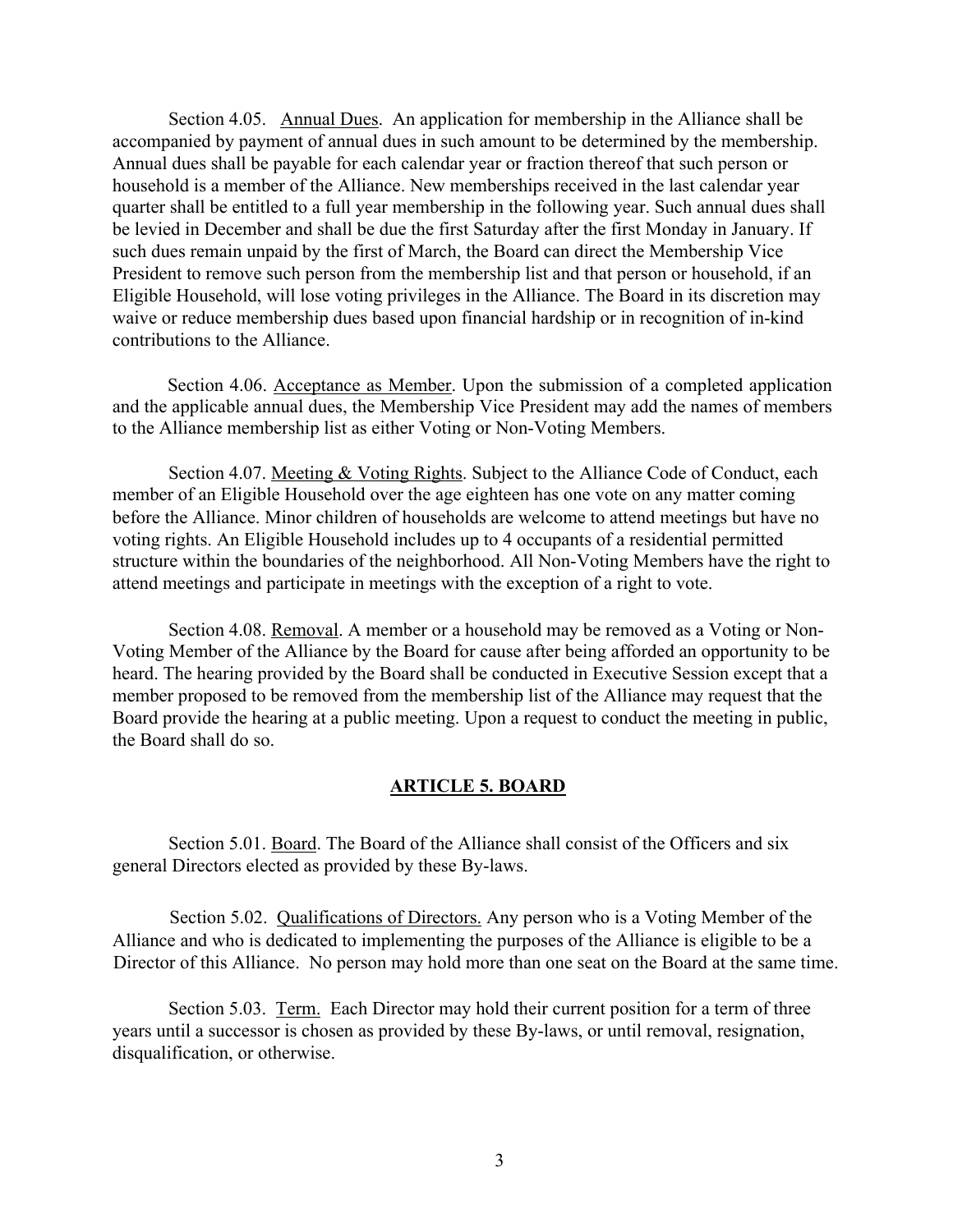Section 4.05. Annual Dues. An application for membership in the Alliance shall be accompanied by payment of annual dues in such amount to be determined by the membership. Annual dues shall be payable for each calendar year or fraction thereof that such person or household is a member of the Alliance. New memberships received in the last calendar year quarter shall be entitled to a full year membership in the following year. Such annual dues shall be levied in December and shall be due the first Saturday after the first Monday in January. If such dues remain unpaid by the first of March, the Board can direct the Membership Vice President to remove such person from the membership list and that person or household, if an Eligible Household, will lose voting privileges in the Alliance. The Board in its discretion may waive or reduce membership dues based upon financial hardship or in recognition of in-kind contributions to the Alliance.

Section 4.06. Acceptance as Member. Upon the submission of a completed application and the applicable annual dues, the Membership Vice President may add the names of members to the Alliance membership list as either Voting or Non-Voting Members.

Section 4.07. Meeting & Voting Rights. Subject to the Alliance Code of Conduct, each member of an Eligible Household over the age eighteen has one vote on any matter coming before the Alliance. Minor children of households are welcome to attend meetings but have no voting rights. An Eligible Household includes up to 4 occupants of a residential permitted structure within the boundaries of the neighborhood. All Non-Voting Members have the right to attend meetings and participate in meetings with the exception of a right to vote.

Section 4.08. Removal. A member or a household may be removed as a Voting or Non-Voting Member of the Alliance by the Board for cause after being afforded an opportunity to be heard. The hearing provided by the Board shall be conducted in Executive Session except that a member proposed to be removed from the membership list of the Alliance may request that the Board provide the hearing at a public meeting. Upon a request to conduct the meeting in public, the Board shall do so.

## ARTICLE 5. BOARD

Section 5.01. Board. The Board of the Alliance shall consist of the Officers and six general Directors elected as provided by these By-laws.

Section 5.02. Qualifications of Directors. Any person who is a Voting Member of the Alliance and who is dedicated to implementing the purposes of the Alliance is eligible to be a Director of this Alliance. No person may hold more than one seat on the Board at the same time.

Section 5.03. Term. Each Director may hold their current position for a term of three years until a successor is chosen as provided by these By-laws, or until removal, resignation, disqualification, or otherwise.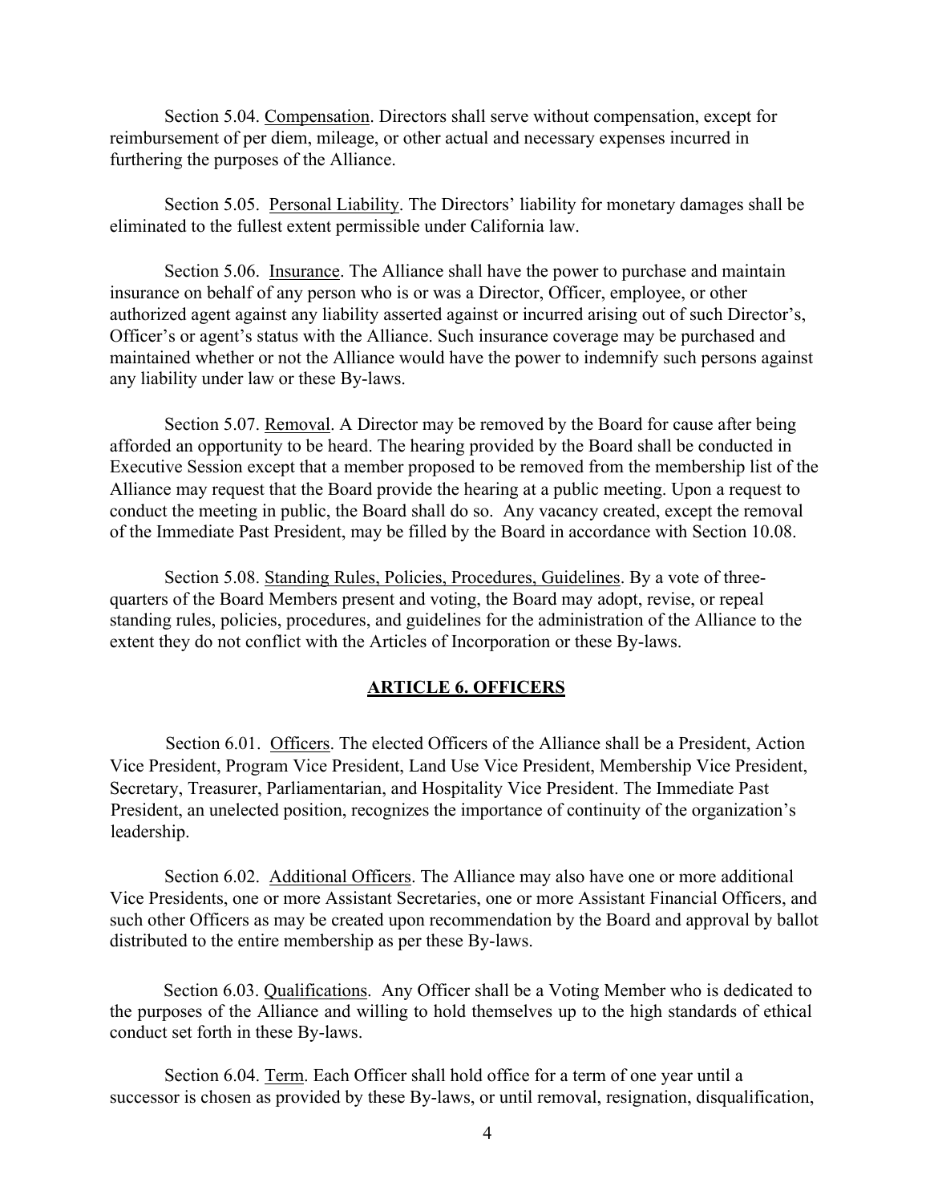Section 5.04. Compensation. Directors shall serve without compensation, except for reimbursement of per diem, mileage, or other actual and necessary expenses incurred in furthering the purposes of the Alliance.

Section 5.05. Personal Liability. The Directors' liability for monetary damages shall be eliminated to the fullest extent permissible under California law.

Section 5.06. Insurance. The Alliance shall have the power to purchase and maintain insurance on behalf of any person who is or was a Director, Officer, employee, or other authorized agent against any liability asserted against or incurred arising out of such Director's, Officer's or agent's status with the Alliance. Such insurance coverage may be purchased and maintained whether or not the Alliance would have the power to indemnify such persons against any liability under law or these By-laws.

Section 5.07. Removal. A Director may be removed by the Board for cause after being afforded an opportunity to be heard. The hearing provided by the Board shall be conducted in Executive Session except that a member proposed to be removed from the membership list of the Alliance may request that the Board provide the hearing at a public meeting. Upon a request to conduct the meeting in public, the Board shall do so. Any vacancy created, except the removal of the Immediate Past President, may be filled by the Board in accordance with Section 10.08.

Section 5.08. Standing Rules, Policies, Procedures, Guidelines. By a vote of three-quarters of the Board Members present and voting, the Board may adopt, revise, or repeal standing rules, policies, procedures, and guidelines for the administration of the Alliance to the extent they do not conflict with the Articles of Incorporation or these By-laws.

## ARTICLE 6. OFFICERS

Section 6.01. Officers. The elected Officers of the Alliance shall be a President, Action Vice President, Program Vice President, Land Use Vice President, Membership Vice President, Secretary, Treasurer, Parliamentarian, and Hospitality Vice President. The Immediate Past President, an unelected position, recognizes the importance of continuity of the organization's leadership.

Section 6.02. Additional Officers. The Alliance may also have one or more additional Vice Presidents, one or more Assistant Secretaries, one or more Assistant Financial Officers, and such other Officers as may be created upon recommendation by the Board and approval by ballot distributed to the entire membership as per these By-laws.

Section 6.03. Qualifications. Any Officer shall be a Voting Member who is dedicated to the purposes of the Alliance and willing to hold themselves up to the high standards of ethical conduct set forth in these By-laws.

Section 6.04. Term. Each Officer shall hold office for a term of one year until a successor is chosen as provided by these By-laws, or until removal, resignation, disqualification,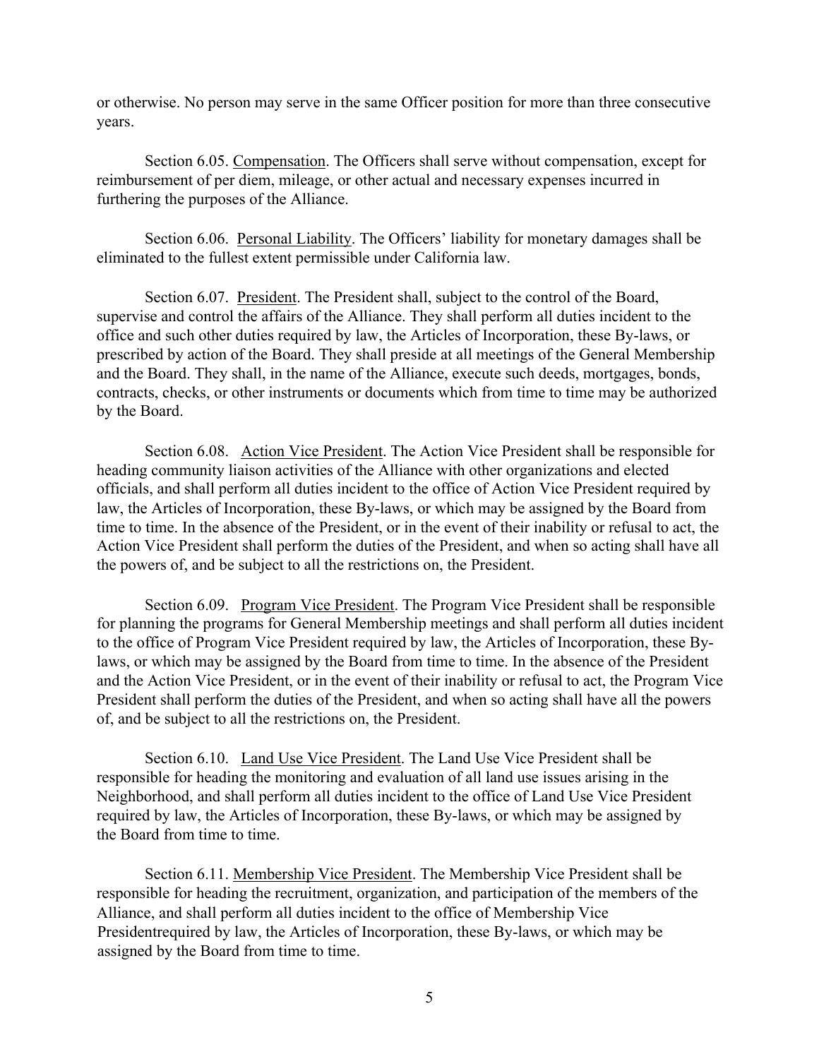or otherwise. No person may serve in the same Officer position for more than three consecutive years.

Section 6.05. Compensation. The Officers shall serve without compensation, except for reimbursement of per diem, mileage, or other actual and necessary expenses incurred in furthering the purposes of the Alliance.

Section 6.06. Personal Liability. The Officers' liability for monetary damages shall be eliminated to the fullest extent permissible under California law.

Section 6.07. President. The President shall, subject to the control of the Board, supervise and control the affairs of the Alliance. They shall perform all duties incident to the office and such other duties required by law, the Articles of Incorporation, these By-laws, or prescribed by action of the Board. They shall preside at all meetings of the General Membership and the Board. They shall, in the name of the Alliance, execute such deeds, mortgages, bonds, contracts, checks, or other instruments or documents which from time to time may be authorized by the Board.

Section 6.08. Action Vice President. The Action Vice President shall be responsible for heading community liaison activities of the Alliance with other organizations and elected officials, and shall perform all duties incident to the office of Action Vice President required by law, the Articles of Incorporation, these By-laws, or which may be assigned by the Board from time to time. In the absence of the President, or in the event of their inability or refusal to act, the Action Vice President shall perform the duties of the President, and when so acting shall have all the powers of, and be subject to all the restrictions on, the President.

Section 6.09. Program Vice President. The Program Vice President shall be responsible for planning the programs for General Membership meetings and shall perform all duties incident to the office of Program Vice President required by law, the Articles of Incorporation, these By-laws, or which may be assigned by the Board from time to time. In the absence of the President and the Action Vice President, or in the event of their inability or refusal to act, the Program Vice President shall perform the duties of the President, and when so acting shall have all the powers of, and be subject to all the restrictions on, the President.

Section 6.10. Land Use Vice President. The Land Use Vice President shall be responsible for heading the monitoring and evaluation of all land use issues arising in the Neighborhood, and shall perform all duties incident to the office of Land Use Vice President required by law, the Articles of Incorporation, these By-laws, or which may be assigned by the Board from time to time.

Section 6.11. Membership Vice President. The Membership Vice President shall be responsible for heading the recruitment, organization, and participation of the members of the Alliance, and shall perform all duties incident to the office of Membership Vice Presidentrequired by law, the Articles of Incorporation, these By-laws, or which may be assigned by the Board from time to time.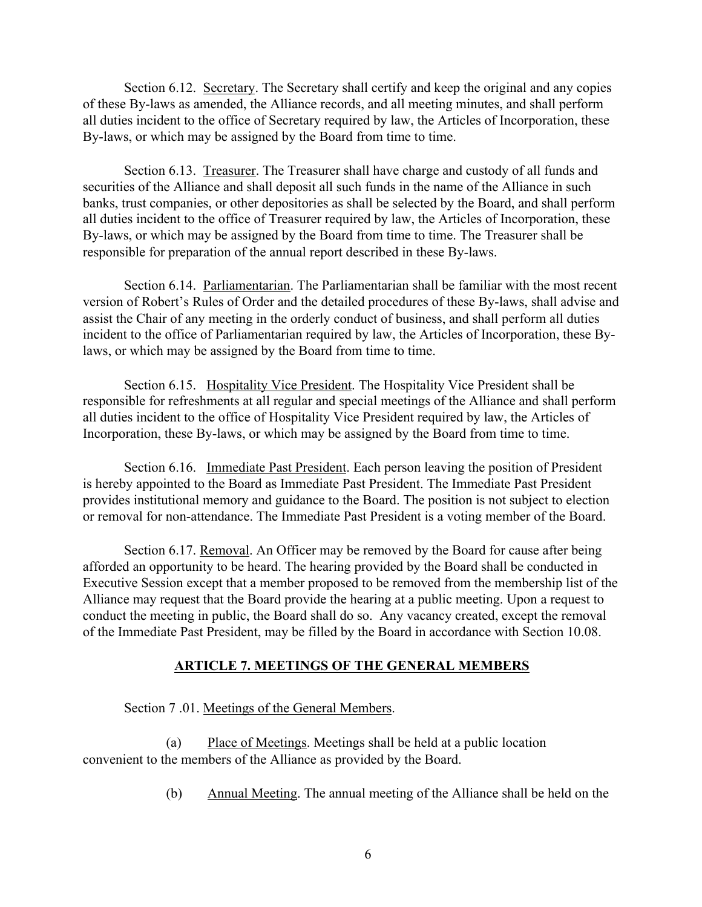Section 6.12. Secretary. The Secretary shall certify and keep the original and any copies of these By-laws as amended, the Alliance records, and all meeting minutes, and shall perform all duties incident to the office of Secretary required by law, the Articles of Incorporation, these By-laws, or which may be assigned by the Board from time to time.

Section 6.13. Treasurer. The Treasurer shall have charge and custody of all funds and securities of the Alliance and shall deposit all such funds in the name of the Alliance in such banks, trust companies, or other depositories as shall be selected by the Board, and shall perform all duties incident to the office of Treasurer required by law, the Articles of Incorporation, these By-laws, or which may be assigned by the Board from time to time. The Treasurer shall be responsible for preparation of the annual report described in these By-laws.

Section 6.14. Parliamentarian. The Parliamentarian shall be familiar with the most recent version of Robert's Rules of Order and the detailed procedures of these By-laws, shall advise and assist the Chair of any meeting in the orderly conduct of business, and shall perform all duties incident to the office of Parliamentarian required by law, the Articles of Incorporation, these By-laws, or which may be assigned by the Board from time to time.

Section 6.15. Hospitality Vice President. The Hospitality Vice President shall be responsible for refreshments at all regular and special meetings of the Alliance and shall perform all duties incident to the office of Hospitality Vice President required by law, the Articles of Incorporation, these By-laws, or which may be assigned by the Board from time to time.

Section 6.16. Immediate Past President. Each person leaving the position of President is hereby appointed to the Board as Immediate Past President. The Immediate Past President provides institutional memory and guidance to the Board. The position is not subject to election or removal for non-attendance. The Immediate Past President is a voting member of the Board.

Section 6.17. Removal. An Officer may be removed by the Board for cause after being afforded an opportunity to be heard. The hearing provided by the Board shall be conducted in Executive Session except that a member proposed to be removed from the membership list of the Alliance may request that the Board provide the hearing at a public meeting. Upon a request to conduct the meeting in public, the Board shall do so. Any vacancy created, except the removal of the Immediate Past President, may be filled by the Board in accordance with Section 10.08.

## ARTICLE 7. MEETINGS OF THE GENERAL MEMBERS

Section 7 .01. Meetings of the General Members.

(a) Place of Meetings. Meetings shall be held at a public location convenient to the members of the Alliance as provided by the Board.

(b) Annual Meeting. The annual meeting of the Alliance shall be held on the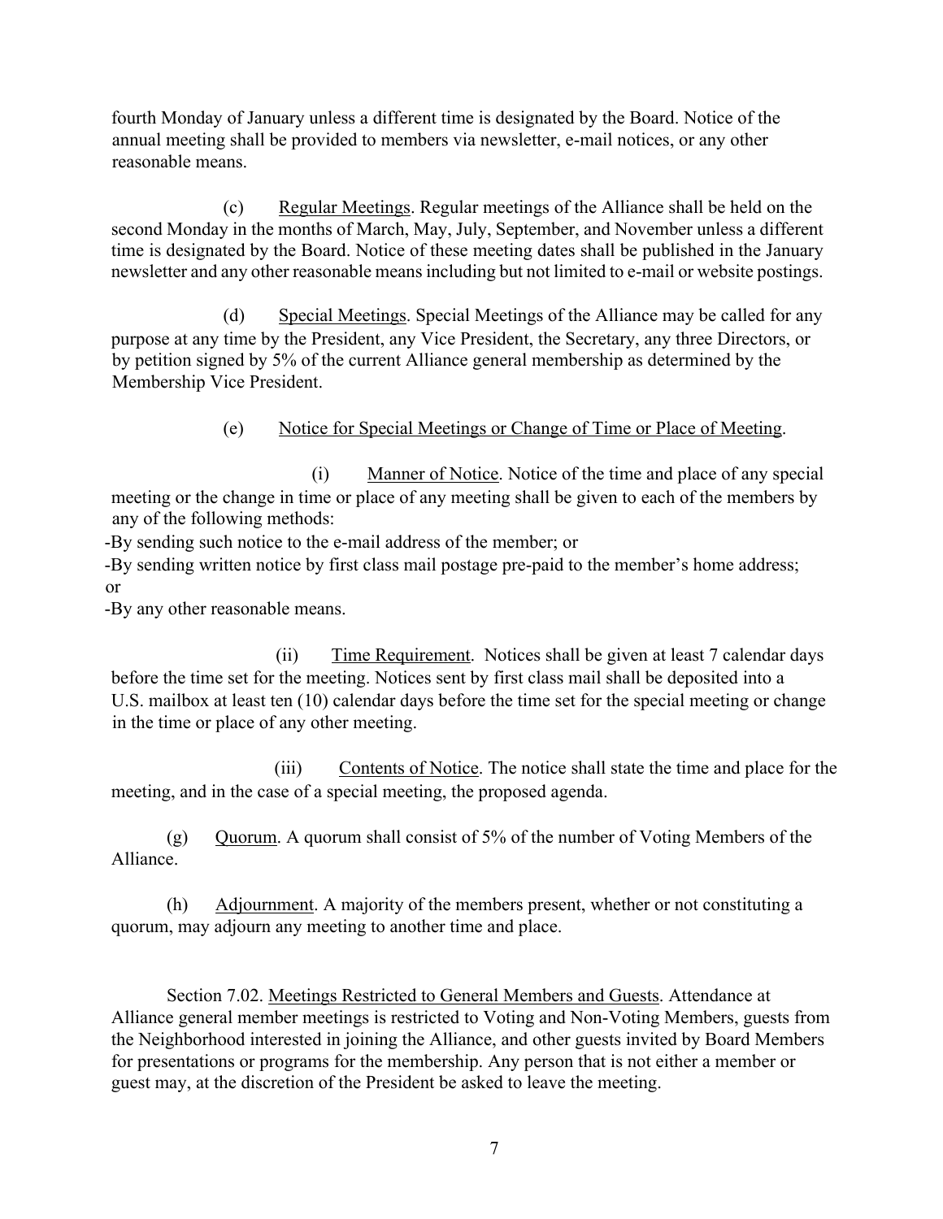fourth Monday of January unless a different time is designated by the Board. Notice of the annual meeting shall be provided to members via newsletter, e-mail notices, or any other reasonable means.

(c) Regular Meetings. Regular meetings of the Alliance shall be held on the second Monday in the months of March, May, July, September, and November unless a different time is designated by the Board. Notice of these meeting dates shall be published in the January newsletter and any other reasonable means including but not limited to e-mail or website postings.

(d) Special Meetings. Special Meetings of the Alliance may be called for any purpose at any time by the President, any Vice President, the Secretary, any three Directors, or by petition signed by 5% of the current Alliance general membership as determined by the Membership Vice President.

(e) Notice for Special Meetings or Change of Time or Place of Meeting.

(i) Manner of Notice. Notice of the time and place of any special meeting or the change in time or place of any meeting shall be given to each of the members by any of the following methods:

-By sending such notice to the e-mail address of the member; or

-By sending written notice by first class mail postage pre-paid to the member's home address; or

-By any other reasonable means.

(ii) Time Requirement. Notices shall be given at least 7 calendar days before the time set for the meeting. Notices sent by first class mail shall be deposited into a U.S. mailbox at least ten (10) calendar days before the time set for the special meeting or change in the time or place of any other meeting.

(iii) Contents of Notice. The notice shall state the time and place for the meeting, and in the case of a special meeting, the proposed agenda.

(g) Quorum. A quorum shall consist of 5% of the number of Voting Members of the Alliance.

(h) Adjournment. A majority of the members present, whether or not constituting a quorum, may adjourn any meeting to another time and place.

Section 7.02. Meetings Restricted to General Members and Guests. Attendance at Alliance general member meetings is restricted to Voting and Non-Voting Members, guests from the Neighborhood interested in joining the Alliance, and other guests invited by Board Members for presentations or programs for the membership. Any person that is not either a member or guest may, at the discretion of the President be asked to leave the meeting.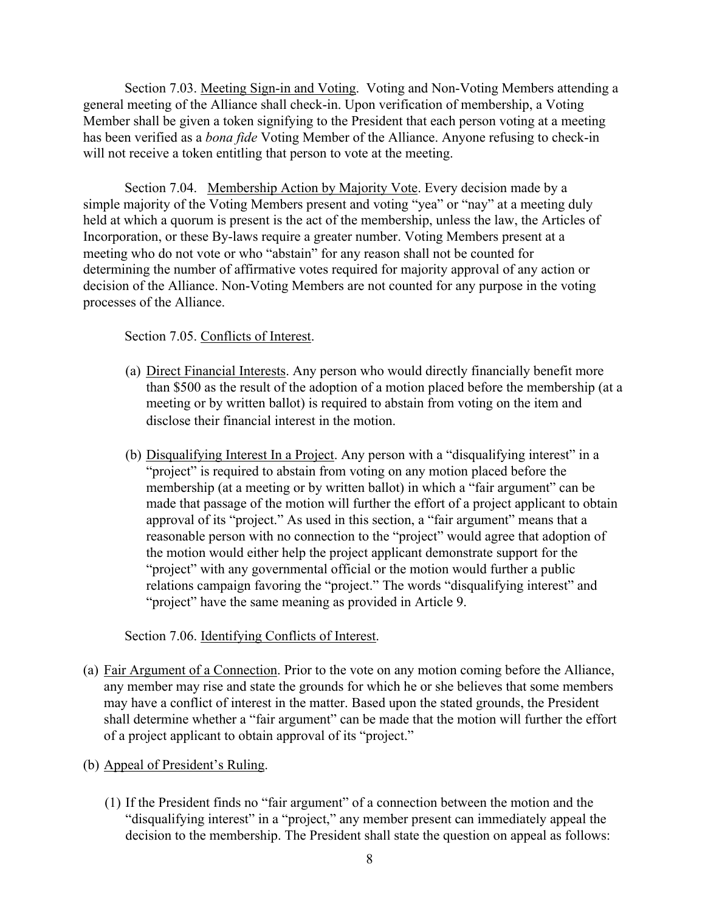Section 7.03. <u>Meeting Sign-in and Voting</u>. Voting and Non-Voting Members attending a general meeting of the Alliance shall check-in. Upon verification of membership, a Voting Member shall be given a token signifying to the President that each person voting at a meeting has been verified as a *bona fide* Voting Member of the Alliance. Anyone refusing to check-in will not receive a token entitling that person to vote at the meeting.

Section 7.04. <u>Membership Action by Majority Vote</u>. Every decision made by a simple majority of the Voting Members present and voting "yea" or "nay" at a meeting duly held at which a quorum is present is the act of the membership, unless the law, the Articles of Incorporation, or these By-laws require a greater number. Voting Members present at a meeting who do not vote or who "abstain" for any reason shall not be counted for determining the number of affirmative votes required for majority approval of any action or decision of the Alliance. Non-Voting Members are not counted for any purpose in the voting processes of the Alliance.

Section 7.05. <u>Conflicts of Interest</u>.

(a) <u>Direct Financial Interests</u>. Any person who would directly financially benefit more than $500 as the result of the adoption of a motion placed before the membership (at a meeting or by written ballot) is required to abstain from voting on the item and disclose their financial interest in the motion.

(b) <u>Disqualifying Interest In a Project</u>. Any person with a "disqualifying interest" in a "project" is required to abstain from voting on any motion placed before the membership (at a meeting or by written ballot) in which a "fair argument" can be made that passage of the motion will further the effort of a project applicant to obtain approval of its "project." As used in this section, a "fair argument" means that a reasonable person with no connection to the "project" would agree that adoption of the motion would either help the project applicant demonstrate support for the "project" with any governmental official or the motion would further a public relations campaign favoring the "project." The words "disqualifying interest" and "project" have the same meaning as provided in Article 9.

Section 7.06. <u>Identifying Conflicts of Interest</u>.

(a) <u>Fair Argument of a Connection</u>. Prior to the vote on any motion coming before the Alliance, any member may rise and state the grounds for which he or she believes that some members may have a conflict of interest in the matter. Based upon the stated grounds, the President shall determine whether a "fair argument" can be made that the motion will further the effort of a project applicant to obtain approval of its "project."

(b) <u>Appeal of President's Ruling</u>.

(1) If the President finds no "fair argument" of a connection between the motion and the "disqualifying interest" in a "project," any member present can immediately appeal the decision to the membership. The President shall state the question on appeal as follows: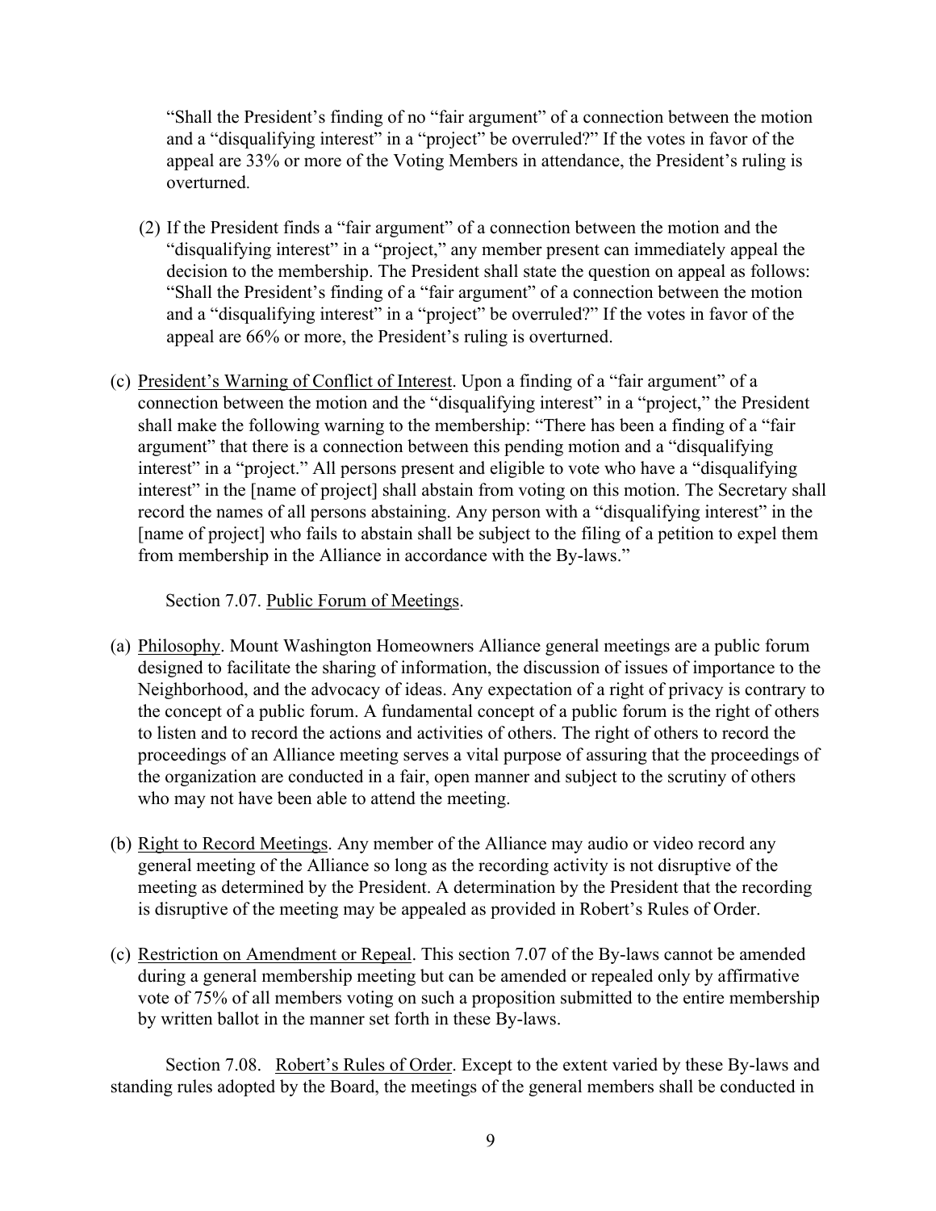"Shall the President's finding of no "fair argument" of a connection between the motion and a "disqualifying interest" in a "project" be overruled?" If the votes in favor of the appeal are 33% or more of the Voting Members in attendance, the President's ruling is overturned.

(2) If the President finds a "fair argument" of a connection between the motion and the "disqualifying interest" in a "project," any member present can immediately appeal the decision to the membership. The President shall state the question on appeal as follows: "Shall the President's finding of a "fair argument" of a connection between the motion and a "disqualifying interest" in a "project" be overruled?" If the votes in favor of the appeal are 66% or more, the President's ruling is overturned.

(c) President's Warning of Conflict of Interest. Upon a finding of a "fair argument" of a connection between the motion and the "disqualifying interest" in a "project," the President shall make the following warning to the membership: "There has been a finding of a "fair argument" that there is a connection between this pending motion and a "disqualifying interest" in a "project." All persons present and eligible to vote who have a "disqualifying interest" in the [name of project] shall abstain from voting on this motion. The Secretary shall record the names of all persons abstaining. Any person with a "disqualifying interest" in the [name of project] who fails to abstain shall be subject to the filing of a petition to expel them from membership in the Alliance in accordance with the By-laws."

Section 7.07. Public Forum of Meetings.

(a) Philosophy. Mount Washington Homeowners Alliance general meetings are a public forum designed to facilitate the sharing of information, the discussion of issues of importance to the Neighborhood, and the advocacy of ideas. Any expectation of a right of privacy is contrary to the concept of a public forum. A fundamental concept of a public forum is the right of others to listen and to record the actions and activities of others. The right of others to record the proceedings of an Alliance meeting serves a vital purpose of assuring that the proceedings of the organization are conducted in a fair, open manner and subject to the scrutiny of others who may not have been able to attend the meeting.

(b) Right to Record Meetings. Any member of the Alliance may audio or video record any general meeting of the Alliance so long as the recording activity is not disruptive of the meeting as determined by the President. A determination by the President that the recording is disruptive of the meeting may be appealed as provided in Robert's Rules of Order.

(c) Restriction on Amendment or Repeal. This section 7.07 of the By-laws cannot be amended during a general membership meeting but can be amended or repealed only by affirmative vote of 75% of all members voting on such a proposition submitted to the entire membership by written ballot in the manner set forth in these By-laws.

Section 7.08. Robert's Rules of Order. Except to the extent varied by these By-laws and standing rules adopted by the Board, the meetings of the general members shall be conducted in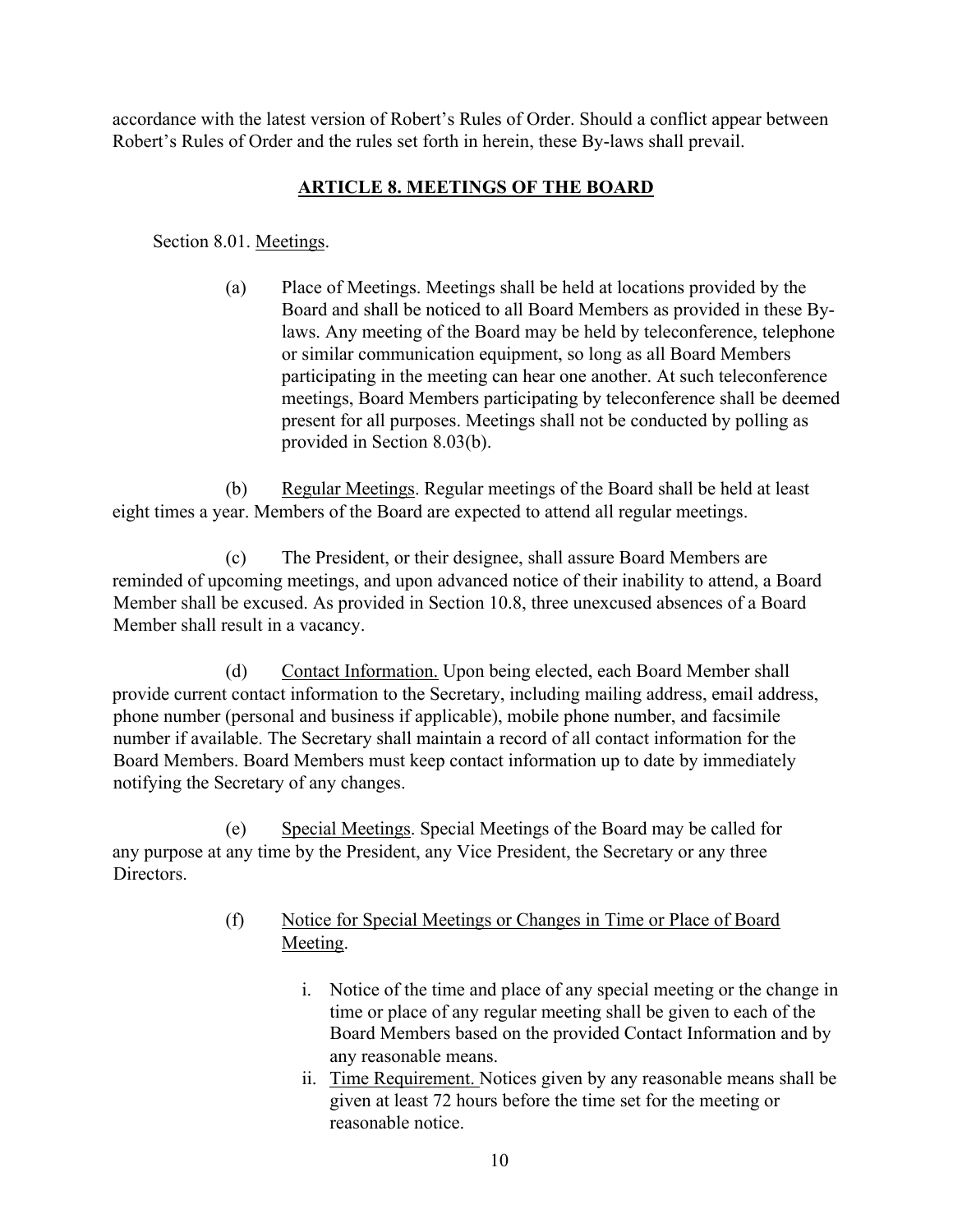accordance with the latest version of Robert's Rules of Order. Should a conflict appear between Robert's Rules of Order and the rules set forth in herein, these By-laws shall prevail.

## ARTICLE 8. MEETINGS OF THE BOARD

Section 8.01. Meetings.

(a) Place of Meetings. Meetings shall be held at locations provided by the Board and shall be noticed to all Board Members as provided in these By-laws. Any meeting of the Board may be held by teleconference, telephone or similar communication equipment, so long as all Board Members participating in the meeting can hear one another. At such teleconference meetings, Board Members participating by teleconference shall be deemed present for all purposes. Meetings shall not be conducted by polling as provided in Section 8.03(b).

(b) Regular Meetings. Regular meetings of the Board shall be held at least eight times a year. Members of the Board are expected to attend all regular meetings.

(c) The President, or their designee, shall assure Board Members are reminded of upcoming meetings, and upon advanced notice of their inability to attend, a Board Member shall be excused. As provided in Section 10.8, three unexcused absences of a Board Member shall result in a vacancy.

(d) Contact Information. Upon being elected, each Board Member shall provide current contact information to the Secretary, including mailing address, email address, phone number (personal and business if applicable), mobile phone number, and facsimile number if available. The Secretary shall maintain a record of all contact information for the Board Members. Board Members must keep contact information up to date by immediately notifying the Secretary of any changes.

(e) Special Meetings. Special Meetings of the Board may be called for any purpose at any time by the President, any Vice President, the Secretary or any three Directors.

(f) Notice for Special Meetings or Changes in Time or Place of Board Meeting.

i. Notice of the time and place of any special meeting or the change in time or place of any regular meeting shall be given to each of the Board Members based on the provided Contact Information and by any reasonable means.
ii. Time Requirement. Notices given by any reasonable means shall be given at least 72 hours before the time set for the meeting or reasonable notice.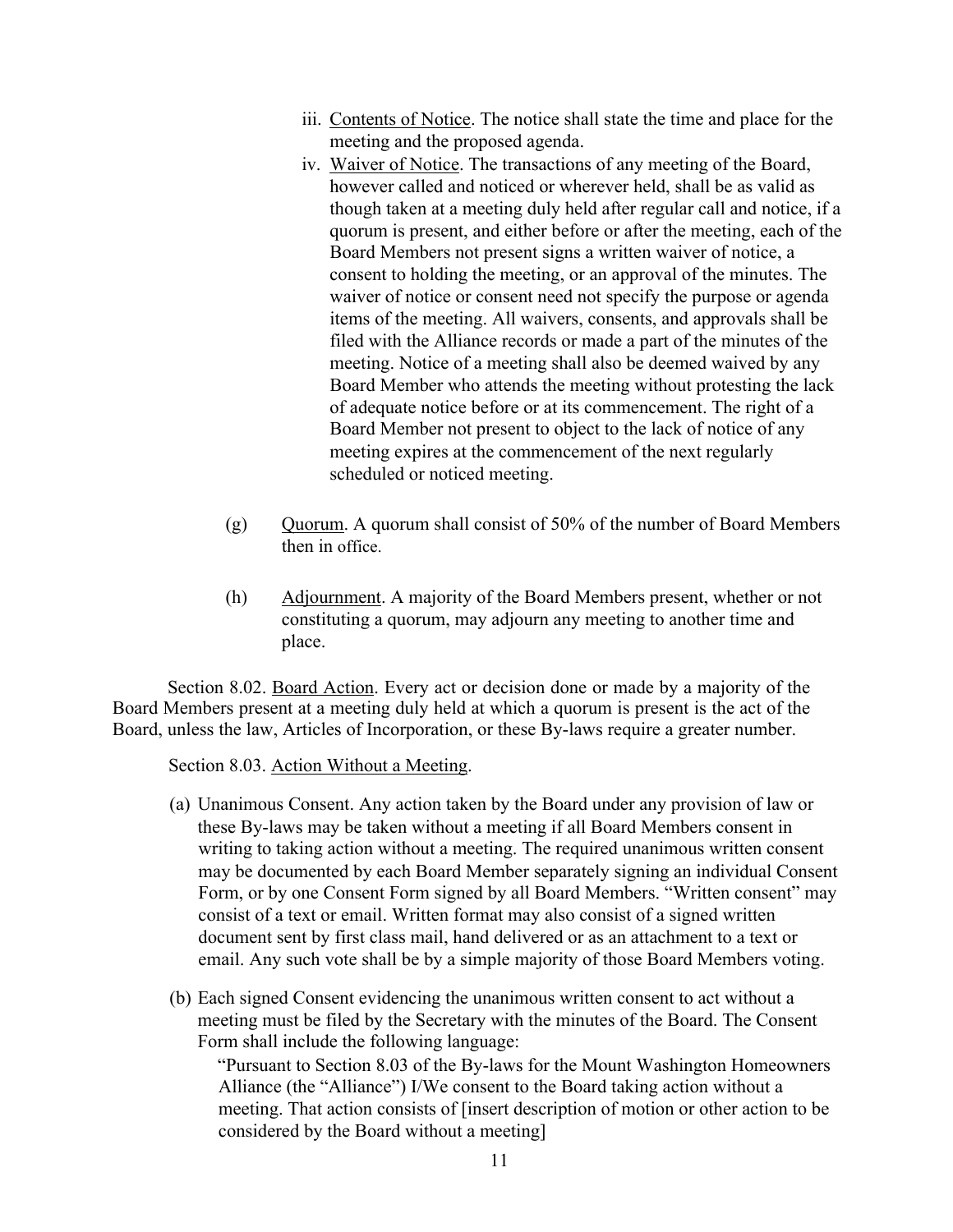iii. Contents of Notice. The notice shall state the time and place for the meeting and the proposed agenda.

iv. Waiver of Notice. The transactions of any meeting of the Board, however called and noticed or wherever held, shall be as valid as though taken at a meeting duly held after regular call and notice, if a quorum is present, and either before or after the meeting, each of the Board Members not present signs a written waiver of notice, a consent to holding the meeting, or an approval of the minutes. The waiver of notice or consent need not specify the purpose or agenda items of the meeting. All waivers, consents, and approvals shall be filed with the Alliance records or made a part of the minutes of the meeting. Notice of a meeting shall also be deemed waived by any Board Member who attends the meeting without protesting the lack of adequate notice before or at its commencement. The right of a Board Member not present to object to the lack of notice of any meeting expires at the commencement of the next regularly scheduled or noticed meeting.

(g) Quorum. A quorum shall consist of 50% of the number of Board Members then in office.

(h) Adjournment. A majority of the Board Members present, whether or not constituting a quorum, may adjourn any meeting to another time and place.

Section 8.02. Board Action. Every act or decision done or made by a majority of the Board Members present at a meeting duly held at which a quorum is present is the act of the Board, unless the law, Articles of Incorporation, or these By-laws require a greater number.

Section 8.03. Action Without a Meeting.

(a) Unanimous Consent. Any action taken by the Board under any provision of law or these By-laws may be taken without a meeting if all Board Members consent in writing to taking action without a meeting. The required unanimous written consent may be documented by each Board Member separately signing an individual Consent Form, or by one Consent Form signed by all Board Members. "Written consent" may consist of a text or email. Written format may also consist of a signed written document sent by first class mail, hand delivered or as an attachment to a text or email. Any such vote shall be by a simple majority of those Board Members voting.

(b) Each signed Consent evidencing the unanimous written consent to act without a meeting must be filed by the Secretary with the minutes of the Board. The Consent Form shall include the following language:

"Pursuant to Section 8.03 of the By-laws for the Mount Washington Homeowners Alliance (the "Alliance") I/We consent to the Board taking action without a meeting. That action consists of [insert description of motion or other action to be considered by the Board without a meeting]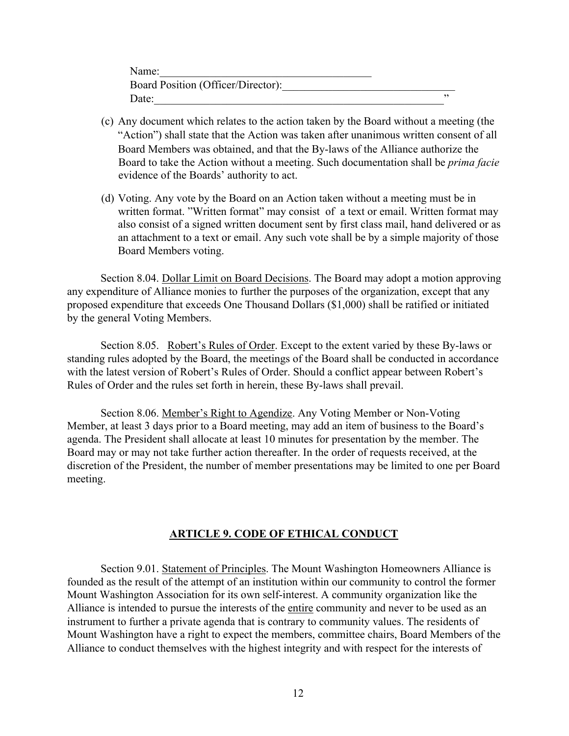Name:\_\_\_\_\_\_\_\_\_\_\_\_\_\_\_\_\_\_\_\_\_\_\_\_\_\_\_\_\_\_\_\_\_\_\_\_\_\_\_\_
Board Position (Officer/Director):\_\_\_\_\_\_\_\_\_\_\_\_\_\_\_\_\_\_\_\_\_\_\_\_\_\_\_\_\_\_\_\_
Date:\_\_\_\_\_\_\_\_\_\_\_\_\_\_\_\_\_\_\_\_\_\_\_\_\_\_\_\_\_\_\_\_\_\_\_\_\_\_\_\_\_\_\_\_\_\_\_\_\_\_\_\_\_\_\_\_"

(c) Any document which relates to the action taken by the Board without a meeting (the "Action") shall state that the Action was taken after unanimous written consent of all Board Members was obtained, and that the By-laws of the Alliance authorize the Board to take the Action without a meeting. Such documentation shall be *prima facie* evidence of the Boards' authority to act.

(d) Voting. Any vote by the Board on an Action taken without a meeting must be in written format. "Written format" may consist of a text or email. Written format may also consist of a signed written document sent by first class mail, hand delivered or as an attachment to a text or email. Any such vote shall be by a simple majority of those Board Members voting.

Section 8.04. <u>Dollar Limit on Board Decisions</u>. The Board may adopt a motion approving any expenditure of Alliance monies to further the purposes of the organization, except that any proposed expenditure that exceeds One Thousand Dollars ($1,000) shall be ratified or initiated by the general Voting Members.

Section 8.05. <u>Robert's Rules of Order</u>. Except to the extent varied by these By-laws or standing rules adopted by the Board, the meetings of the Board shall be conducted in accordance with the latest version of Robert's Rules of Order. Should a conflict appear between Robert's Rules of Order and the rules set forth in herein, these By-laws shall prevail.

Section 8.06. <u>Member's Right to Agendize</u>. Any Voting Member or Non-Voting Member, at least 3 days prior to a Board meeting, may add an item of business to the Board's agenda. The President shall allocate at least 10 minutes for presentation by the member. The Board may or may not take further action thereafter. In the order of requests received, at the discretion of the President, the number of member presentations may be limited to one per Board meeting.

## ARTICLE 9. CODE OF ETHICAL CONDUCT

Section 9.01. <u>Statement of Principles</u>. The Mount Washington Homeowners Alliance is founded as the result of the attempt of an institution within our community to control the former Mount Washington Association for its own self-interest. A community organization like the Alliance is intended to pursue the interests of the <u>entire</u> community and never to be used as an instrument to further a private agenda that is contrary to community values. The residents of Mount Washington have a right to expect the members, committee chairs, Board Members of the Alliance to conduct themselves with the highest integrity and with respect for the interests of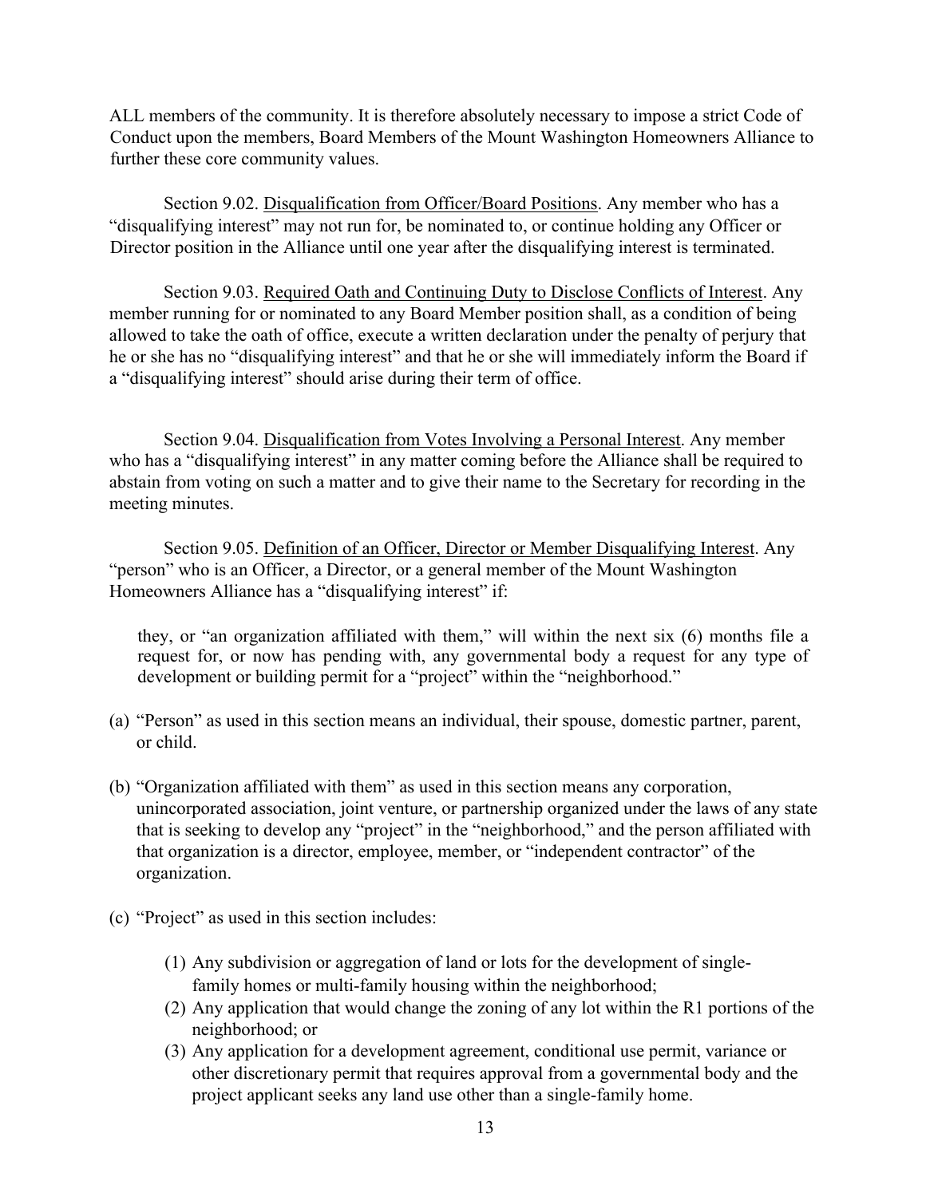ALL members of the community. It is therefore absolutely necessary to impose a strict Code of Conduct upon the members, Board Members of the Mount Washington Homeowners Alliance to further these core community values.

Section 9.02. Disqualification from Officer/Board Positions. Any member who has a "disqualifying interest" may not run for, be nominated to, or continue holding any Officer or Director position in the Alliance until one year after the disqualifying interest is terminated.

Section 9.03. Required Oath and Continuing Duty to Disclose Conflicts of Interest. Any member running for or nominated to any Board Member position shall, as a condition of being allowed to take the oath of office, execute a written declaration under the penalty of perjury that he or she has no "disqualifying interest" and that he or she will immediately inform the Board if a "disqualifying interest" should arise during their term of office.

Section 9.04. Disqualification from Votes Involving a Personal Interest. Any member who has a "disqualifying interest" in any matter coming before the Alliance shall be required to abstain from voting on such a matter and to give their name to the Secretary for recording in the meeting minutes.

Section 9.05. Definition of an Officer, Director or Member Disqualifying Interest. Any "person" who is an Officer, a Director, or a general member of the Mount Washington Homeowners Alliance has a "disqualifying interest" if:

they, or "an organization affiliated with them," will within the next six (6) months file a request for, or now has pending with, any governmental body a request for any type of development or building permit for a "project" within the "neighborhood."

(a) "Person" as used in this section means an individual, their spouse, domestic partner, parent, or child.

(b) "Organization affiliated with them" as used in this section means any corporation, unincorporated association, joint venture, or partnership organized under the laws of any state that is seeking to develop any "project" in the "neighborhood," and the person affiliated with that organization is a director, employee, member, or "independent contractor" of the organization.

(c) "Project" as used in this section includes:

(1) Any subdivision or aggregation of land or lots for the development of single-family homes or multi-family housing within the neighborhood;
(2) Any application that would change the zoning of any lot within the R1 portions of the neighborhood; or
(3) Any application for a development agreement, conditional use permit, variance or other discretionary permit that requires approval from a governmental body and the project applicant seeks any land use other than a single-family home.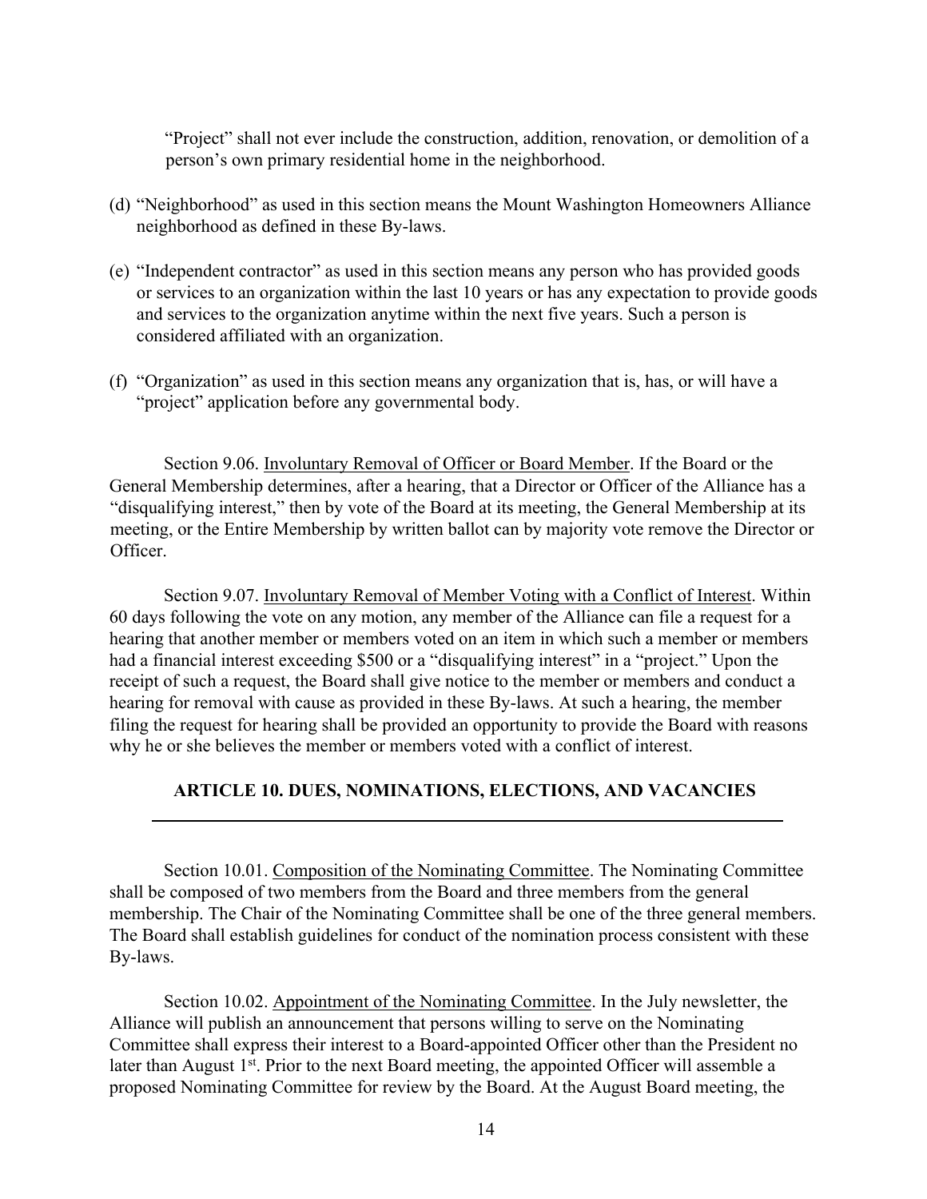"Project" shall not ever include the construction, addition, renovation, or demolition of a person's own primary residential home in the neighborhood.

(d) "Neighborhood" as used in this section means the Mount Washington Homeowners Alliance neighborhood as defined in these By-laws.

(e) "Independent contractor" as used in this section means any person who has provided goods or services to an organization within the last 10 years or has any expectation to provide goods and services to the organization anytime within the next five years. Such a person is considered affiliated with an organization.

(f) "Organization" as used in this section means any organization that is, has, or will have a "project" application before any governmental body.

Section 9.06. Involuntary Removal of Officer or Board Member. If the Board or the General Membership determines, after a hearing, that a Director or Officer of the Alliance has a "disqualifying interest," then by vote of the Board at its meeting, the General Membership at its meeting, or the Entire Membership by written ballot can by majority vote remove the Director or Officer.

Section 9.07. Involuntary Removal of Member Voting with a Conflict of Interest. Within 60 days following the vote on any motion, any member of the Alliance can file a request for a hearing that another member or members voted on an item in which such a member or members had a financial interest exceeding $500 or a "disqualifying interest" in a "project." Upon the receipt of such a request, the Board shall give notice to the member or members and conduct a hearing for removal with cause as provided in these By-laws. At such a hearing, the member filing the request for hearing shall be provided an opportunity to provide the Board with reasons why he or she believes the member or members voted with a conflict of interest.

## ARTICLE 10. DUES, NOMINATIONS, ELECTIONS, AND VACANCIES

Section 10.01. Composition of the Nominating Committee. The Nominating Committee shall be composed of two members from the Board and three members from the general membership. The Chair of the Nominating Committee shall be one of the three general members. The Board shall establish guidelines for conduct of the nomination process consistent with these By-laws.

Section 10.02. Appointment of the Nominating Committee. In the July newsletter, the Alliance will publish an announcement that persons willing to serve on the Nominating Committee shall express their interest to a Board-appointed Officer other than the President no later than August 1st. Prior to the next Board meeting, the appointed Officer will assemble a proposed Nominating Committee for review by the Board. At the August Board meeting, the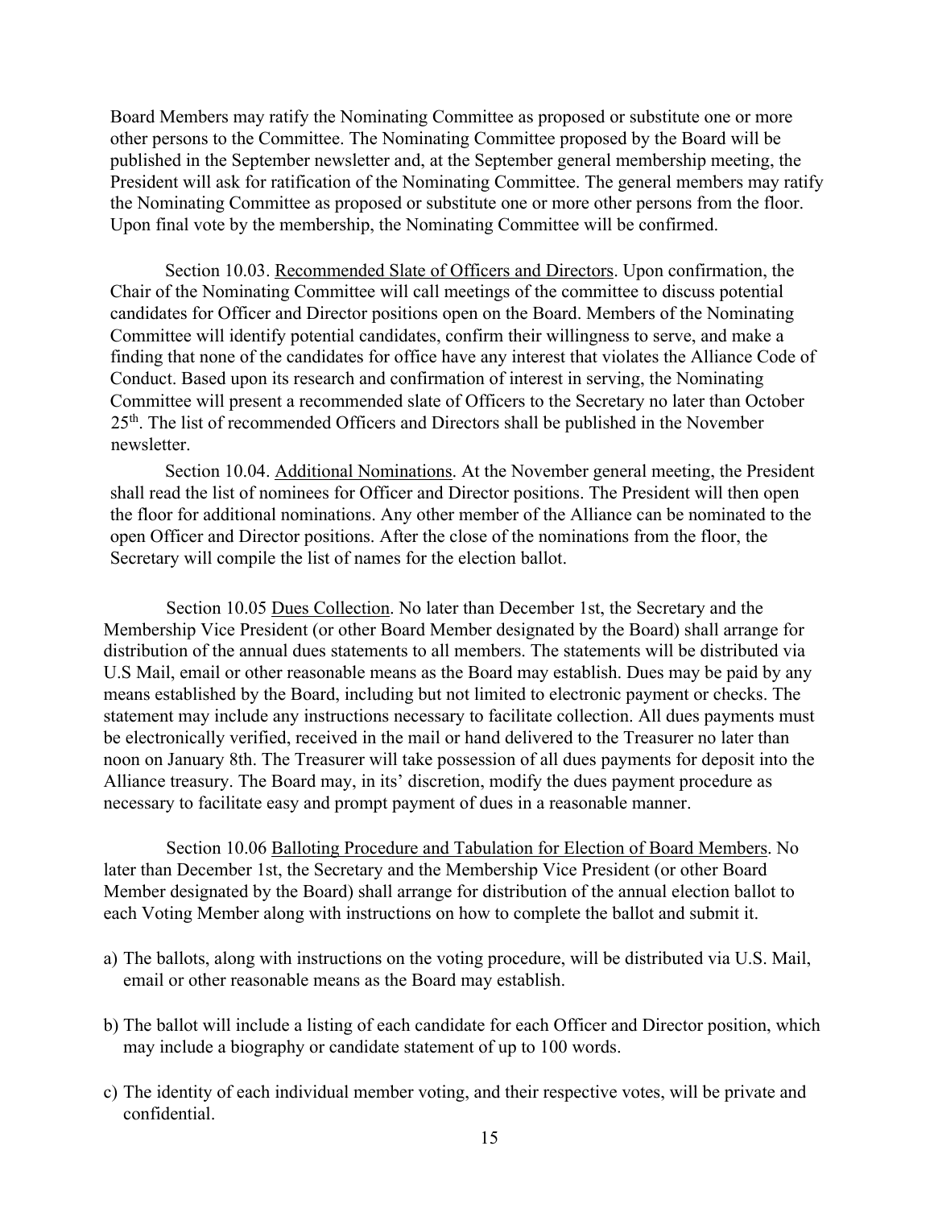Board Members may ratify the Nominating Committee as proposed or substitute one or more other persons to the Committee. The Nominating Committee proposed by the Board will be published in the September newsletter and, at the September general membership meeting, the President will ask for ratification of the Nominating Committee. The general members may ratify the Nominating Committee as proposed or substitute one or more other persons from the floor. Upon final vote by the membership, the Nominating Committee will be confirmed.

Section 10.03. Recommended Slate of Officers and Directors. Upon confirmation, the Chair of the Nominating Committee will call meetings of the committee to discuss potential candidates for Officer and Director positions open on the Board. Members of the Nominating Committee will identify potential candidates, confirm their willingness to serve, and make a finding that none of the candidates for office have any interest that violates the Alliance Code of Conduct. Based upon its research and confirmation of interest in serving, the Nominating Committee will present a recommended slate of Officers to the Secretary no later than October 25th. The list of recommended Officers and Directors shall be published in the November newsletter.

Section 10.04. Additional Nominations. At the November general meeting, the President shall read the list of nominees for Officer and Director positions. The President will then open the floor for additional nominations. Any other member of the Alliance can be nominated to the open Officer and Director positions. After the close of the nominations from the floor, the Secretary will compile the list of names for the election ballot.

Section 10.05 Dues Collection. No later than December 1st, the Secretary and the Membership Vice President (or other Board Member designated by the Board) shall arrange for distribution of the annual dues statements to all members. The statements will be distributed via U.S Mail, email or other reasonable means as the Board may establish. Dues may be paid by any means established by the Board, including but not limited to electronic payment or checks. The statement may include any instructions necessary to facilitate collection. All dues payments must be electronically verified, received in the mail or hand delivered to the Treasurer no later than noon on January 8th. The Treasurer will take possession of all dues payments for deposit into the Alliance treasury. The Board may, in its' discretion, modify the dues payment procedure as necessary to facilitate easy and prompt payment of dues in a reasonable manner.

Section 10.06 Balloting Procedure and Tabulation for Election of Board Members. No later than December 1st, the Secretary and the Membership Vice President (or other Board Member designated by the Board) shall arrange for distribution of the annual election ballot to each Voting Member along with instructions on how to complete the ballot and submit it.

a) The ballots, along with instructions on the voting procedure, will be distributed via U.S. Mail, email or other reasonable means as the Board may establish.

b) The ballot will include a listing of each candidate for each Officer and Director position, which may include a biography or candidate statement of up to 100 words.

c) The identity of each individual member voting, and their respective votes, will be private and confidential.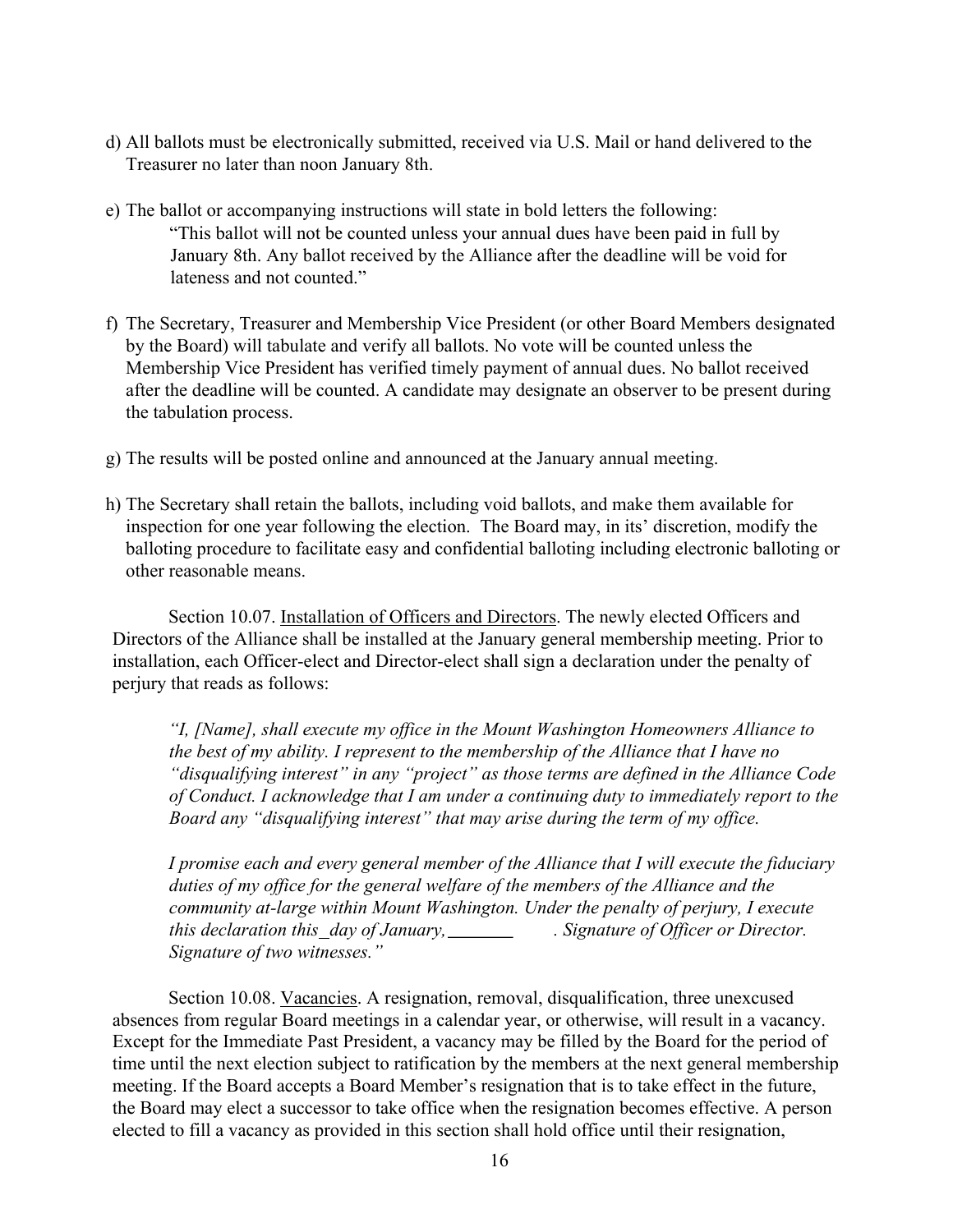d) All ballots must be electronically submitted, received via U.S. Mail or hand delivered to the Treasurer no later than noon January 8th.

e) The ballot or accompanying instructions will state in bold letters the following:

> "This ballot will not be counted unless your annual dues have been paid in full by January 8th. Any ballot received by the Alliance after the deadline will be void for lateness and not counted."

f) The Secretary, Treasurer and Membership Vice President (or other Board Members designated by the Board) will tabulate and verify all ballots. No vote will be counted unless the Membership Vice President has verified timely payment of annual dues. No ballot received after the deadline will be counted. A candidate may designate an observer to be present during the tabulation process.

g) The results will be posted online and announced at the January annual meeting.

h) The Secretary shall retain the ballots, including void ballots, and make them available for inspection for one year following the election. The Board may, in its' discretion, modify the balloting procedure to facilitate easy and confidential balloting including electronic balloting or other reasonable means.

Section 10.07. <u>Installation of Officers and Directors</u>. The newly elected Officers and Directors of the Alliance shall be installed at the January general membership meeting. Prior to installation, each Officer-elect and Director-elect shall sign a declaration under the penalty of perjury that reads as follows:

> *"I, [Name], shall execute my office in the Mount Washington Homeowners Alliance to the best of my ability. I represent to the membership of the Alliance that I have no "disqualifying interest" in any "project" as those terms are defined in the Alliance Code of Conduct. I acknowledge that I am under a continuing duty to immediately report to the Board any "disqualifying interest" that may arise during the term of my office.*
>
> *I promise each and every general member of the Alliance that I will execute the fiduciary duties of my office for the general welfare of the members of the Alliance and the community at-large within Mount Washington. Under the penalty of perjury, I execute this declaration this \_day of January, \_\_\_\_\_\_\_ . Signature of Officer or Director. Signature of two witnesses."*

Section 10.08. <u>Vacancies</u>. A resignation, removal, disqualification, three unexcused absences from regular Board meetings in a calendar year, or otherwise, will result in a vacancy. Except for the Immediate Past President, a vacancy may be filled by the Board for the period of time until the next election subject to ratification by the members at the next general membership meeting. If the Board accepts a Board Member's resignation that is to take effect in the future, the Board may elect a successor to take office when the resignation becomes effective. A person elected to fill a vacancy as provided in this section shall hold office until their resignation,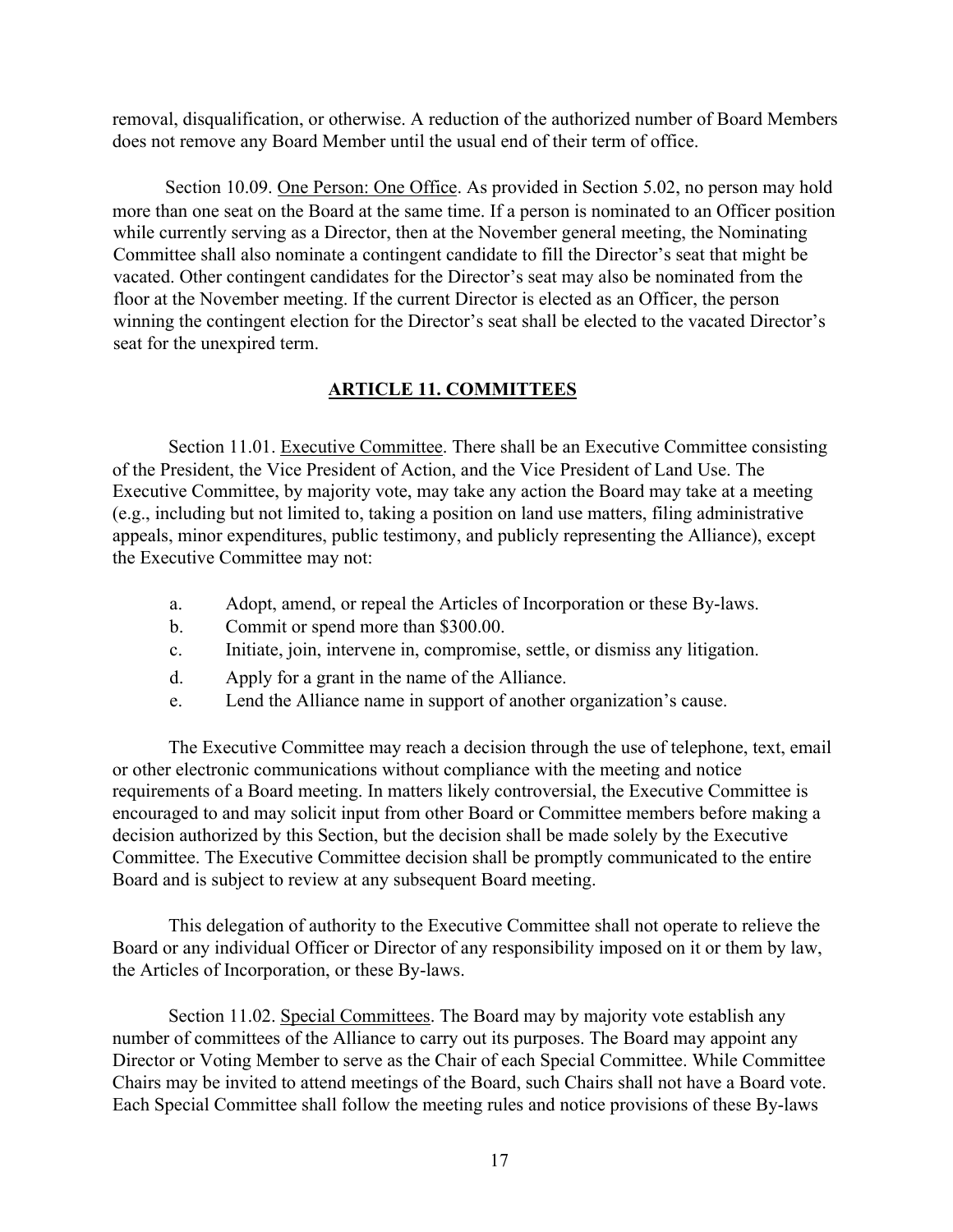removal, disqualification, or otherwise. A reduction of the authorized number of Board Members does not remove any Board Member until the usual end of their term of office.

Section 10.09. <u>One Person: One Office</u>. As provided in Section 5.02, no person may hold more than one seat on the Board at the same time. If a person is nominated to an Officer position while currently serving as a Director, then at the November general meeting, the Nominating Committee shall also nominate a contingent candidate to fill the Director's seat that might be vacated. Other contingent candidates for the Director's seat may also be nominated from the floor at the November meeting. If the current Director is elected as an Officer, the person winning the contingent election for the Director's seat shall be elected to the vacated Director's seat for the unexpired term.

## ARTICLE 11. COMMITTEES

Section 11.01. <u>Executive Committee</u>. There shall be an Executive Committee consisting of the President, the Vice President of Action, and the Vice President of Land Use. The Executive Committee, by majority vote, may take any action the Board may take at a meeting (e.g., including but not limited to, taking a position on land use matters, filing administrative appeals, minor expenditures, public testimony, and publicly representing the Alliance), except the Executive Committee may not:

a. Adopt, amend, or repeal the Articles of Incorporation or these By-laws.
b. Commit or spend more than $300.00.
c. Initiate, join, intervene in, compromise, settle, or dismiss any litigation.
d. Apply for a grant in the name of the Alliance.
e. Lend the Alliance name in support of another organization's cause.

The Executive Committee may reach a decision through the use of telephone, text, email or other electronic communications without compliance with the meeting and notice requirements of a Board meeting. In matters likely controversial, the Executive Committee is encouraged to and may solicit input from other Board or Committee members before making a decision authorized by this Section, but the decision shall be made solely by the Executive Committee. The Executive Committee decision shall be promptly communicated to the entire Board and is subject to review at any subsequent Board meeting.

This delegation of authority to the Executive Committee shall not operate to relieve the Board or any individual Officer or Director of any responsibility imposed on it or them by law, the Articles of Incorporation, or these By-laws.

Section 11.02. <u>Special Committees</u>. The Board may by majority vote establish any number of committees of the Alliance to carry out its purposes. The Board may appoint any Director or Voting Member to serve as the Chair of each Special Committee. While Committee Chairs may be invited to attend meetings of the Board, such Chairs shall not have a Board vote. Each Special Committee shall follow the meeting rules and notice provisions of these By-laws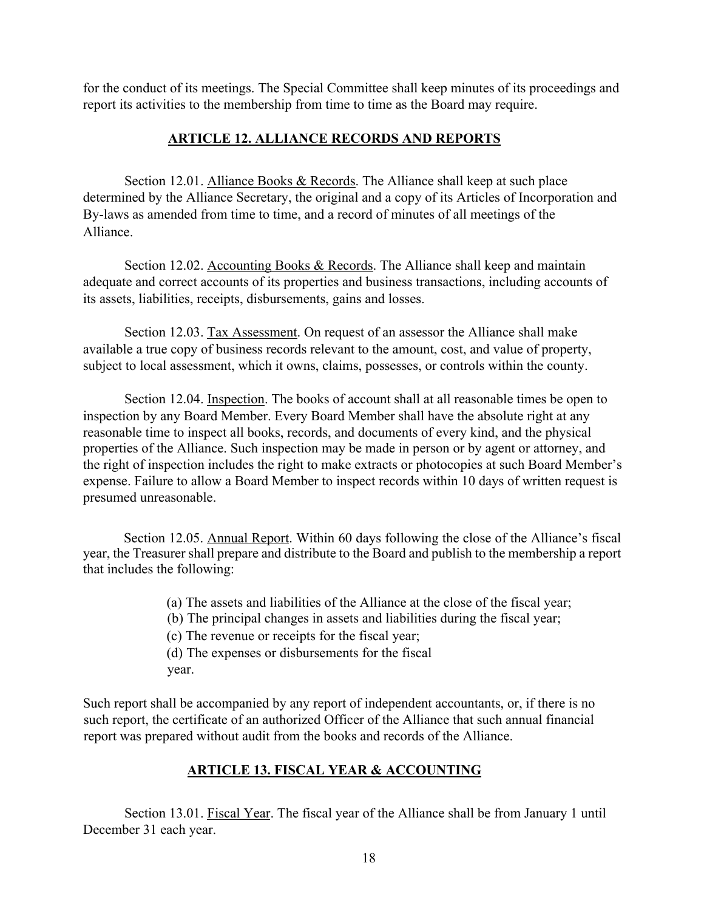for the conduct of its meetings. The Special Committee shall keep minutes of its proceedings and report its activities to the membership from time to time as the Board may require.

## ARTICLE 12. ALLIANCE RECORDS AND REPORTS

Section 12.01. Alliance Books & Records. The Alliance shall keep at such place determined by the Alliance Secretary, the original and a copy of its Articles of Incorporation and By-laws as amended from time to time, and a record of minutes of all meetings of the Alliance.

Section 12.02. Accounting Books & Records. The Alliance shall keep and maintain adequate and correct accounts of its properties and business transactions, including accounts of its assets, liabilities, receipts, disbursements, gains and losses.

Section 12.03. Tax Assessment. On request of an assessor the Alliance shall make available a true copy of business records relevant to the amount, cost, and value of property, subject to local assessment, which it owns, claims, possesses, or controls within the county.

Section 12.04. Inspection. The books of account shall at all reasonable times be open to inspection by any Board Member. Every Board Member shall have the absolute right at any reasonable time to inspect all books, records, and documents of every kind, and the physical properties of the Alliance. Such inspection may be made in person or by agent or attorney, and the right of inspection includes the right to make extracts or photocopies at such Board Member's expense. Failure to allow a Board Member to inspect records within 10 days of written request is presumed unreasonable.

Section 12.05. Annual Report. Within 60 days following the close of the Alliance's fiscal year, the Treasurer shall prepare and distribute to the Board and publish to the membership a report that includes the following:

(a) The assets and liabilities of the Alliance at the close of the fiscal year;
(b) The principal changes in assets and liabilities during the fiscal year;
(c) The revenue or receipts for the fiscal year;
(d) The expenses or disbursements for the fiscal year.

Such report shall be accompanied by any report of independent accountants, or, if there is no such report, the certificate of an authorized Officer of the Alliance that such annual financial report was prepared without audit from the books and records of the Alliance.

## ARTICLE 13. FISCAL YEAR & ACCOUNTING

Section 13.01. Fiscal Year. The fiscal year of the Alliance shall be from January 1 until December 31 each year.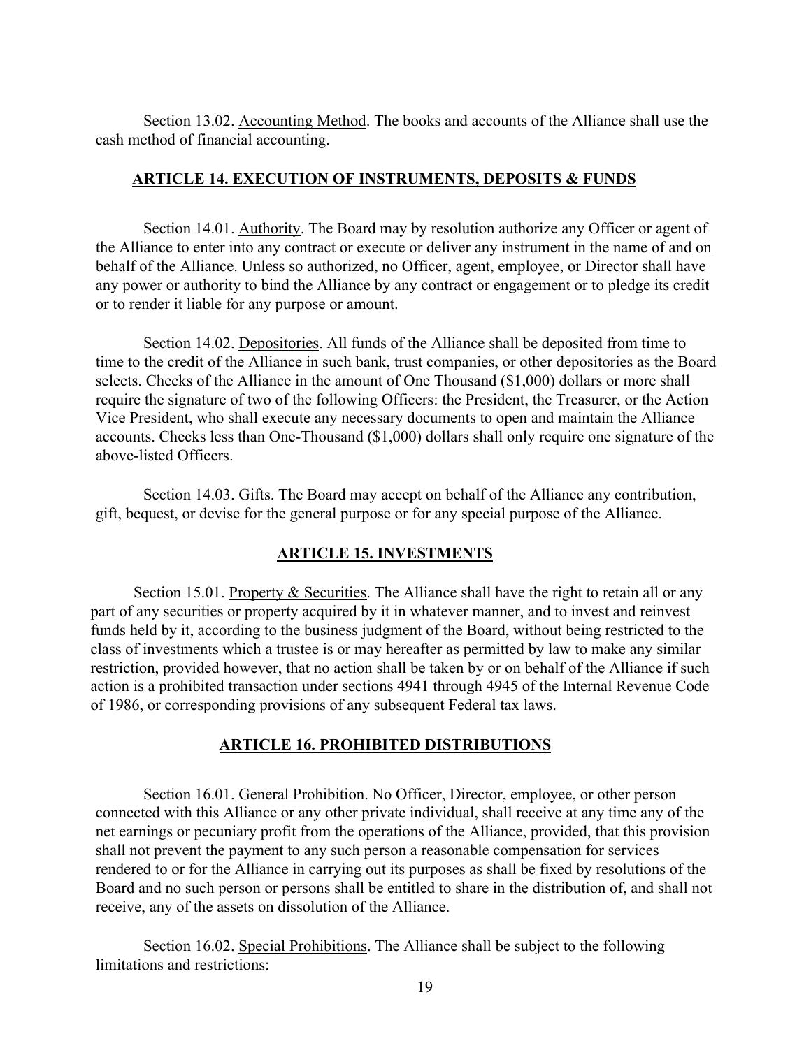Section 13.02. Accounting Method. The books and accounts of the Alliance shall use the cash method of financial accounting.

## ARTICLE 14. EXECUTION OF INSTRUMENTS, DEPOSITS & FUNDS

Section 14.01. Authority. The Board may by resolution authorize any Officer or agent of the Alliance to enter into any contract or execute or deliver any instrument in the name of and on behalf of the Alliance. Unless so authorized, no Officer, agent, employee, or Director shall have any power or authority to bind the Alliance by any contract or engagement or to pledge its credit or to render it liable for any purpose or amount.

Section 14.02. Depositories. All funds of the Alliance shall be deposited from time to time to the credit of the Alliance in such bank, trust companies, or other depositories as the Board selects. Checks of the Alliance in the amount of One Thousand ($1,000) dollars or more shall require the signature of two of the following Officers: the President, the Treasurer, or the Action Vice President, who shall execute any necessary documents to open and maintain the Alliance accounts. Checks less than One-Thousand ($1,000) dollars shall only require one signature of the above-listed Officers.

Section 14.03. Gifts. The Board may accept on behalf of the Alliance any contribution, gift, bequest, or devise for the general purpose or for any special purpose of the Alliance.

## ARTICLE 15. INVESTMENTS

Section 15.01. Property & Securities. The Alliance shall have the right to retain all or any part of any securities or property acquired by it in whatever manner, and to invest and reinvest funds held by it, according to the business judgment of the Board, without being restricted to the class of investments which a trustee is or may hereafter as permitted by law to make any similar restriction, provided however, that no action shall be taken by or on behalf of the Alliance if such action is a prohibited transaction under sections 4941 through 4945 of the Internal Revenue Code of 1986, or corresponding provisions of any subsequent Federal tax laws.

## ARTICLE 16. PROHIBITED DISTRIBUTIONS

Section 16.01. General Prohibition. No Officer, Director, employee, or other person connected with this Alliance or any other private individual, shall receive at any time any of the net earnings or pecuniary profit from the operations of the Alliance, provided, that this provision shall not prevent the payment to any such person a reasonable compensation for services rendered to or for the Alliance in carrying out its purposes as shall be fixed by resolutions of the Board and no such person or persons shall be entitled to share in the distribution of, and shall not receive, any of the assets on dissolution of the Alliance.

Section 16.02. Special Prohibitions. The Alliance shall be subject to the following limitations and restrictions: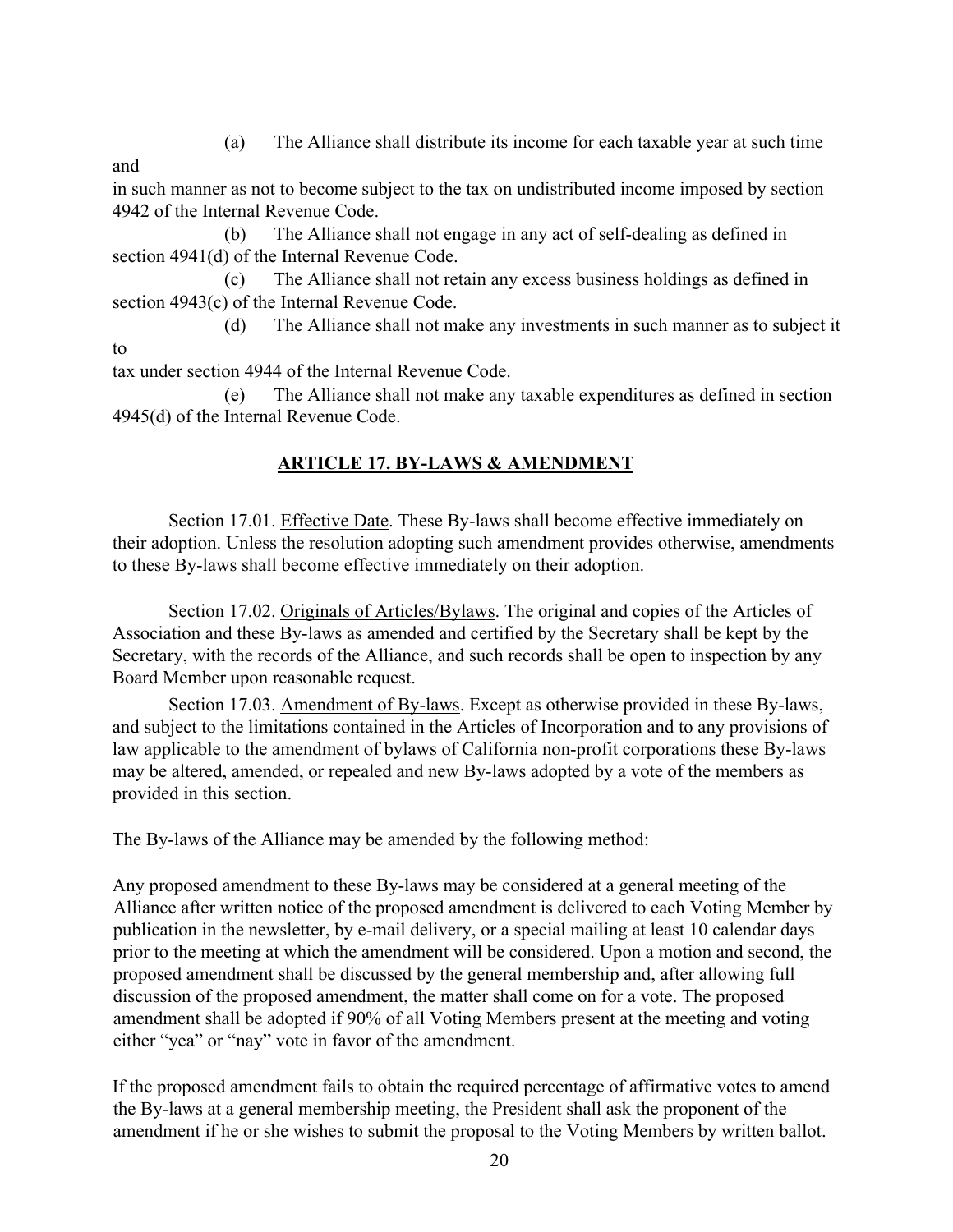(a) The Alliance shall distribute its income for each taxable year at such time and in such manner as not to become subject to the tax on undistributed income imposed by section 4942 of the Internal Revenue Code.

(b) The Alliance shall not engage in any act of self-dealing as defined in section 4941(d) of the Internal Revenue Code.

(c) The Alliance shall not retain any excess business holdings as defined in section 4943(c) of the Internal Revenue Code.

(d) The Alliance shall not make any investments in such manner as to subject it to tax under section 4944 of the Internal Revenue Code.

(e) The Alliance shall not make any taxable expenditures as defined in section 4945(d) of the Internal Revenue Code.

## ARTICLE 17. BY-LAWS & AMENDMENT

Section 17.01. Effective Date. These By-laws shall become effective immediately on their adoption. Unless the resolution adopting such amendment provides otherwise, amendments to these By-laws shall become effective immediately on their adoption.

Section 17.02. Originals of Articles/Bylaws. The original and copies of the Articles of Association and these By-laws as amended and certified by the Secretary shall be kept by the Secretary, with the records of the Alliance, and such records shall be open to inspection by any Board Member upon reasonable request.

Section 17.03. Amendment of By-laws. Except as otherwise provided in these By-laws, and subject to the limitations contained in the Articles of Incorporation and to any provisions of law applicable to the amendment of bylaws of California non-profit corporations these By-laws may be altered, amended, or repealed and new By-laws adopted by a vote of the members as provided in this section.

The By-laws of the Alliance may be amended by the following method:

Any proposed amendment to these By-laws may be considered at a general meeting of the Alliance after written notice of the proposed amendment is delivered to each Voting Member by publication in the newsletter, by e-mail delivery, or a special mailing at least 10 calendar days prior to the meeting at which the amendment will be considered. Upon a motion and second, the proposed amendment shall be discussed by the general membership and, after allowing full discussion of the proposed amendment, the matter shall come on for a vote. The proposed amendment shall be adopted if 90% of all Voting Members present at the meeting and voting either "yea" or "nay" vote in favor of the amendment.

If the proposed amendment fails to obtain the required percentage of affirmative votes to amend the By-laws at a general membership meeting, the President shall ask the proponent of the amendment if he or she wishes to submit the proposal to the Voting Members by written ballot.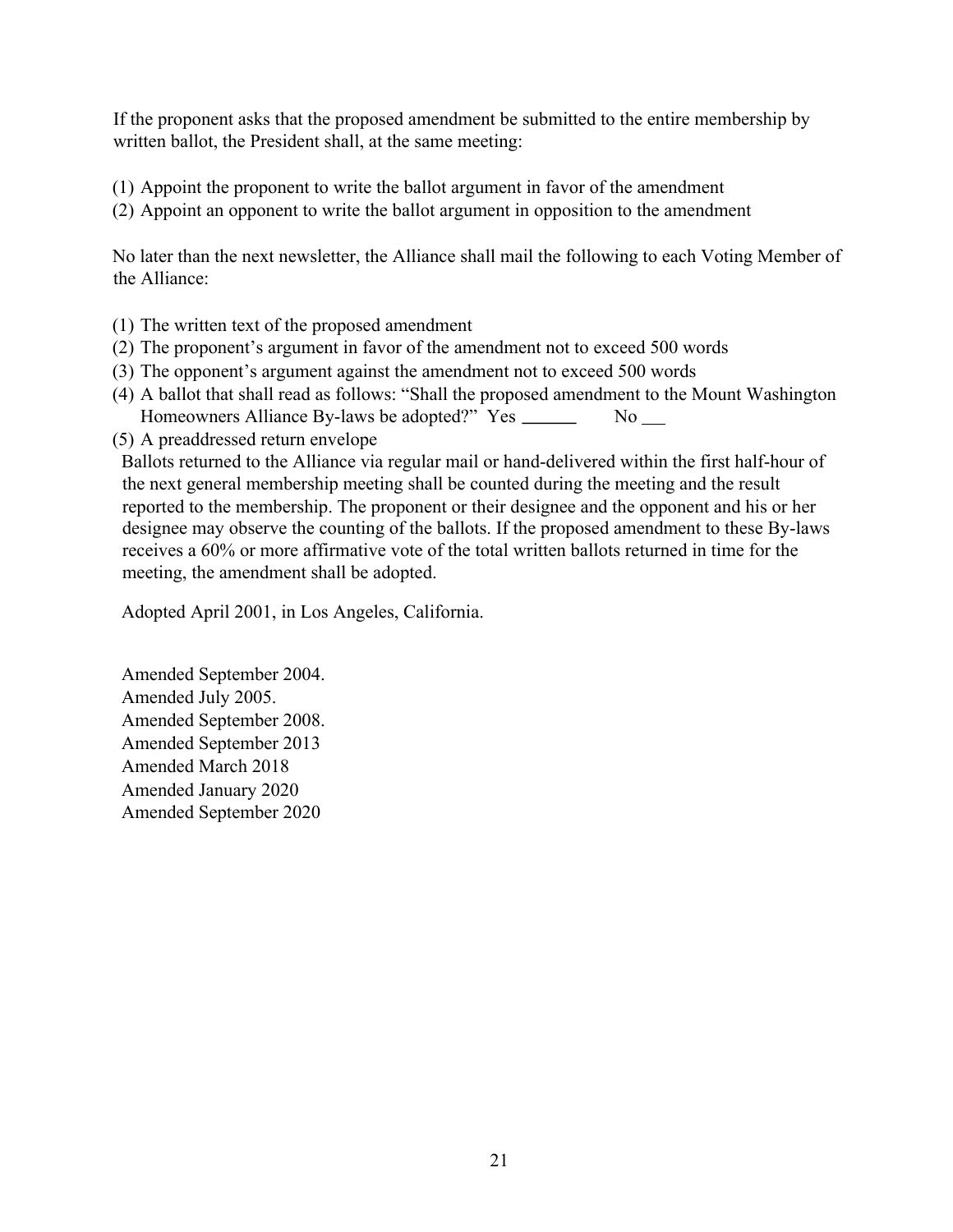If the proponent asks that the proposed amendment be submitted to the entire membership by written ballot, the President shall, at the same meeting:

(1) Appoint the proponent to write the ballot argument in favor of the amendment
(2) Appoint an opponent to write the ballot argument in opposition to the amendment

No later than the next newsletter, the Alliance shall mail the following to each Voting Member of the Alliance:

(1) The written text of the proposed amendment
(2) The proponent's argument in favor of the amendment not to exceed 500 words
(3) The opponent's argument against the amendment not to exceed 500 words
(4) A ballot that shall read as follows: "Shall the proposed amendment to the Mount Washington Homeowners Alliance By-laws be adopted?" Yes ______ No ___
(5) A preaddressed return envelope

Ballots returned to the Alliance via regular mail or hand-delivered within the first half-hour of the next general membership meeting shall be counted during the meeting and the result reported to the membership. The proponent or their designee and the opponent and his or her designee may observe the counting of the ballots. If the proposed amendment to these By-laws receives a 60% or more affirmative vote of the total written ballots returned in time for the meeting, the amendment shall be adopted.

Adopted April 2001, in Los Angeles, California.

Amended September 2004.
Amended July 2005.
Amended September 2008.
Amended September 2013
Amended March 2018
Amended January 2020
Amended September 2020